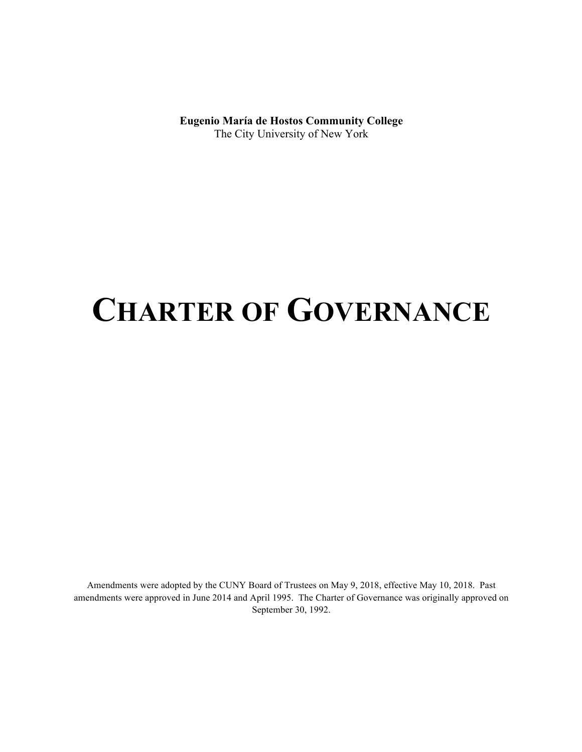**Eugenio María de Hostos Community College**
The City University of New York

# CHARTER OF GOVERNANCE

Amendments were adopted by the CUNY Board of Trustees on May 9, 2018, effective May 10, 2018. Past amendments were approved in June 2014 and April 1995. The Charter of Governance was originally approved on September 30, 1992.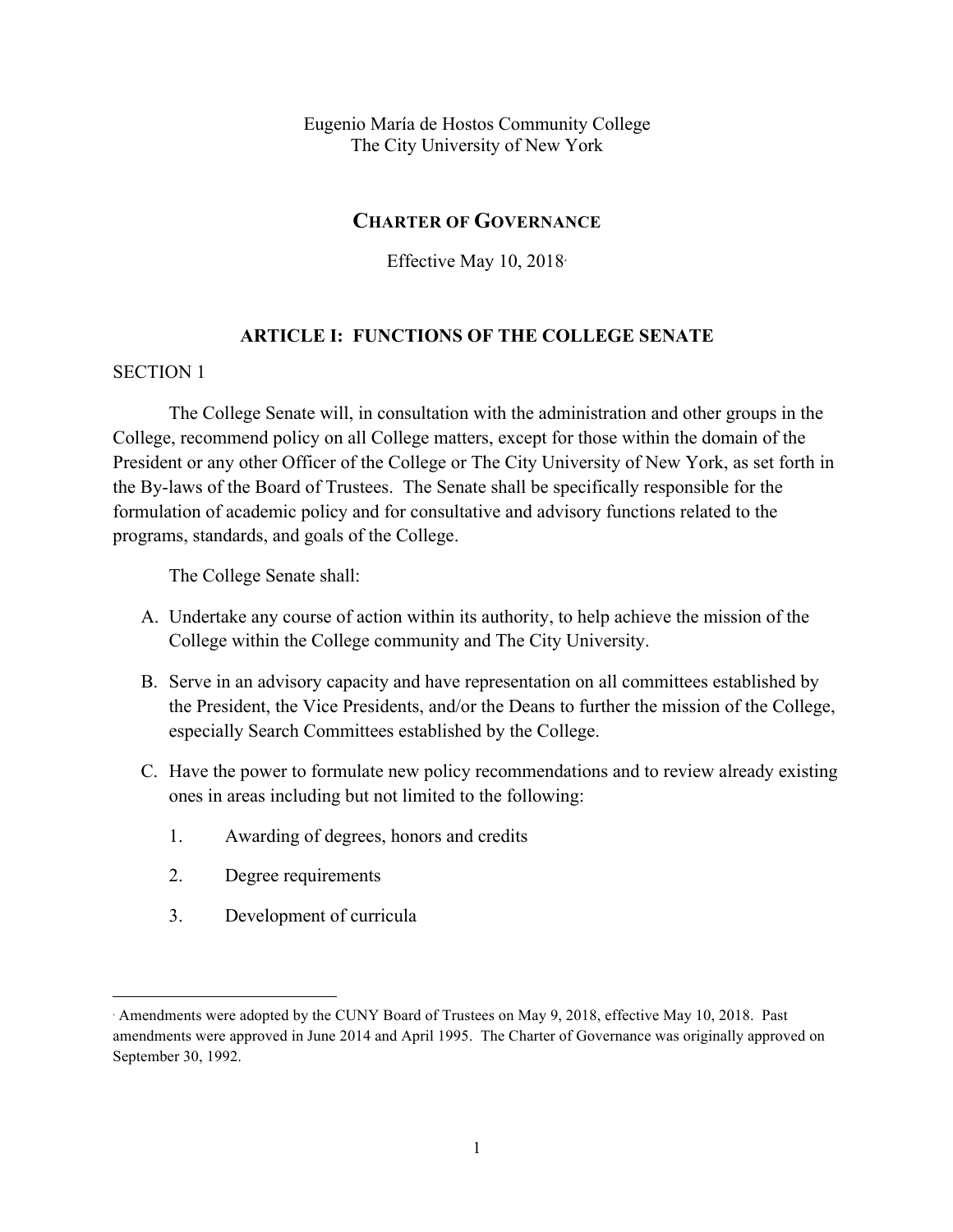Eugenio María de Hostos Community College
The City University of New York

# CHARTER OF GOVERNANCE

Effective May 10, 2018[*]

## ARTICLE I: FUNCTIONS OF THE COLLEGE SENATE

SECTION 1

The College Senate will, in consultation with the administration and other groups in the College, recommend policy on all College matters, except for those within the domain of the President or any other Officer of the College or The City University of New York, as set forth in the By-laws of the Board of Trustees. The Senate shall be specifically responsible for the formulation of academic policy and for consultative and advisory functions related to the programs, standards, and goals of the College.

The College Senate shall:

A. Undertake any course of action within its authority, to help achieve the mission of the College within the College community and The City University.

B. Serve in an advisory capacity and have representation on all committees established by the President, the Vice Presidents, and/or the Deans to further the mission of the College, especially Search Committees established by the College.

C. Have the power to formulate new policy recommendations and to review already existing ones in areas including but not limited to the following:

   1. Awarding of degrees, honors and credits
   2. Degree requirements
   3. Development of curricula

---

[*] Amendments were adopted by the CUNY Board of Trustees on May 9, 2018, effective May 10, 2018. Past amendments were approved in June 2014 and April 1995. The Charter of Governance was originally approved on September 30, 1992.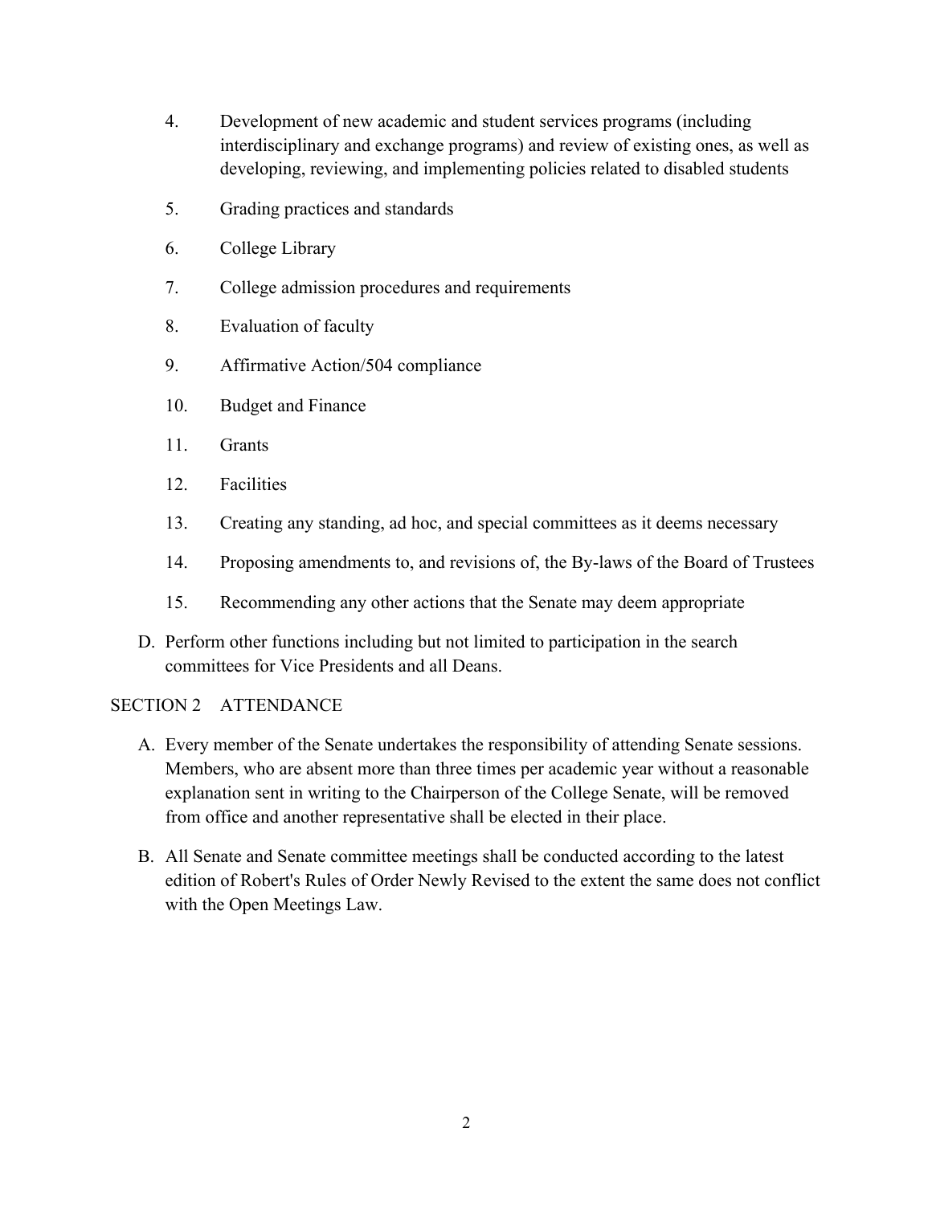4. Development of new academic and student services programs (including interdisciplinary and exchange programs) and review of existing ones, as well as developing, reviewing, and implementing policies related to disabled students

5. Grading practices and standards

6. College Library

7. College admission procedures and requirements

8. Evaluation of faculty

9. Affirmative Action/504 compliance

10. Budget and Finance

11. Grants

12. Facilities

13. Creating any standing, ad hoc, and special committees as it deems necessary

14. Proposing amendments to, and revisions of, the By-laws of the Board of Trustees

15. Recommending any other actions that the Senate may deem appropriate

D. Perform other functions including but not limited to participation in the search committees for Vice Presidents and all Deans.

## SECTION 2 ATTENDANCE

A. Every member of the Senate undertakes the responsibility of attending Senate sessions. Members, who are absent more than three times per academic year without a reasonable explanation sent in writing to the Chairperson of the College Senate, will be removed from office and another representative shall be elected in their place.

B. All Senate and Senate committee meetings shall be conducted according to the latest edition of Robert's Rules of Order Newly Revised to the extent the same does not conflict with the Open Meetings Law.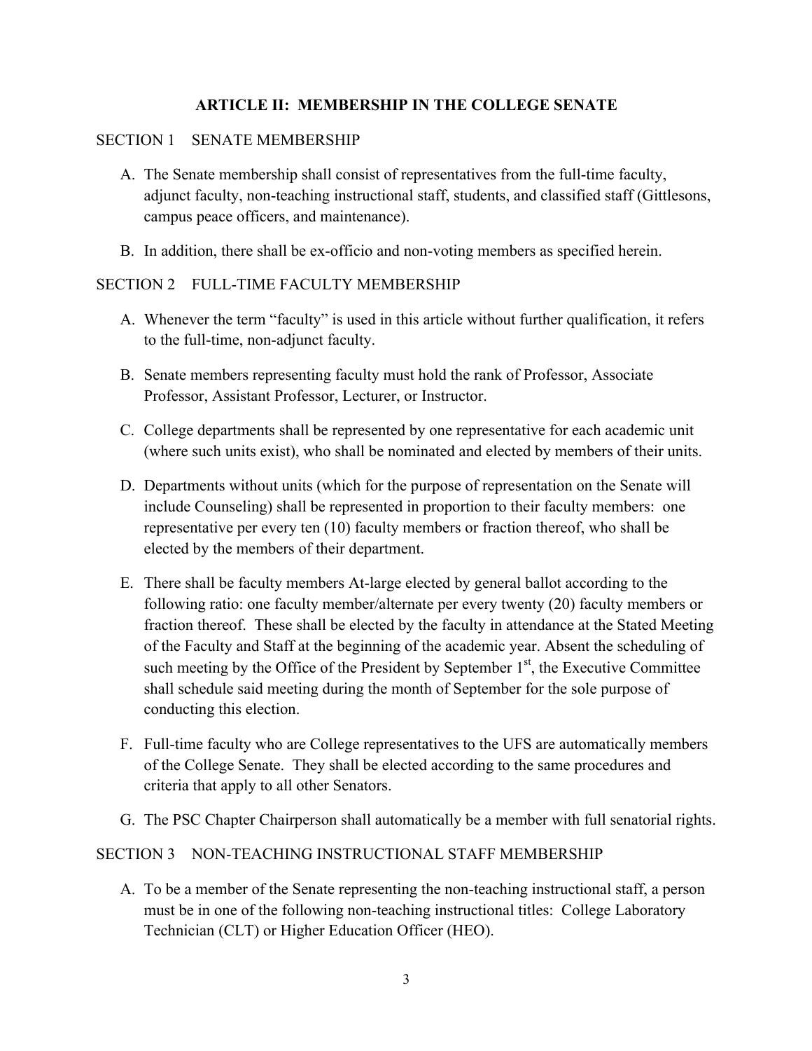## ARTICLE II: MEMBERSHIP IN THE COLLEGE SENATE

### SECTION 1 SENATE MEMBERSHIP

A. The Senate membership shall consist of representatives from the full-time faculty, adjunct faculty, non-teaching instructional staff, students, and classified staff (Gittlesons, campus peace officers, and maintenance).

B. In addition, there shall be ex-officio and non-voting members as specified herein.

### SECTION 2 FULL-TIME FACULTY MEMBERSHIP

A. Whenever the term "faculty" is used in this article without further qualification, it refers to the full-time, non-adjunct faculty.

B. Senate members representing faculty must hold the rank of Professor, Associate Professor, Assistant Professor, Lecturer, or Instructor.

C. College departments shall be represented by one representative for each academic unit (where such units exist), who shall be nominated and elected by members of their units.

D. Departments without units (which for the purpose of representation on the Senate will include Counseling) shall be represented in proportion to their faculty members: one representative per every ten (10) faculty members or fraction thereof, who shall be elected by the members of their department.

E. There shall be faculty members At-large elected by general ballot according to the following ratio: one faculty member/alternate per every twenty (20) faculty members or fraction thereof. These shall be elected by the faculty in attendance at the Stated Meeting of the Faculty and Staff at the beginning of the academic year. Absent the scheduling of such meeting by the Office of the President by September 1st, the Executive Committee shall schedule said meeting during the month of September for the sole purpose of conducting this election.

F. Full-time faculty who are College representatives to the UFS are automatically members of the College Senate. They shall be elected according to the same procedures and criteria that apply to all other Senators.

G. The PSC Chapter Chairperson shall automatically be a member with full senatorial rights.

### SECTION 3 NON-TEACHING INSTRUCTIONAL STAFF MEMBERSHIP

A. To be a member of the Senate representing the non-teaching instructional staff, a person must be in one of the following non-teaching instructional titles: College Laboratory Technician (CLT) or Higher Education Officer (HEO).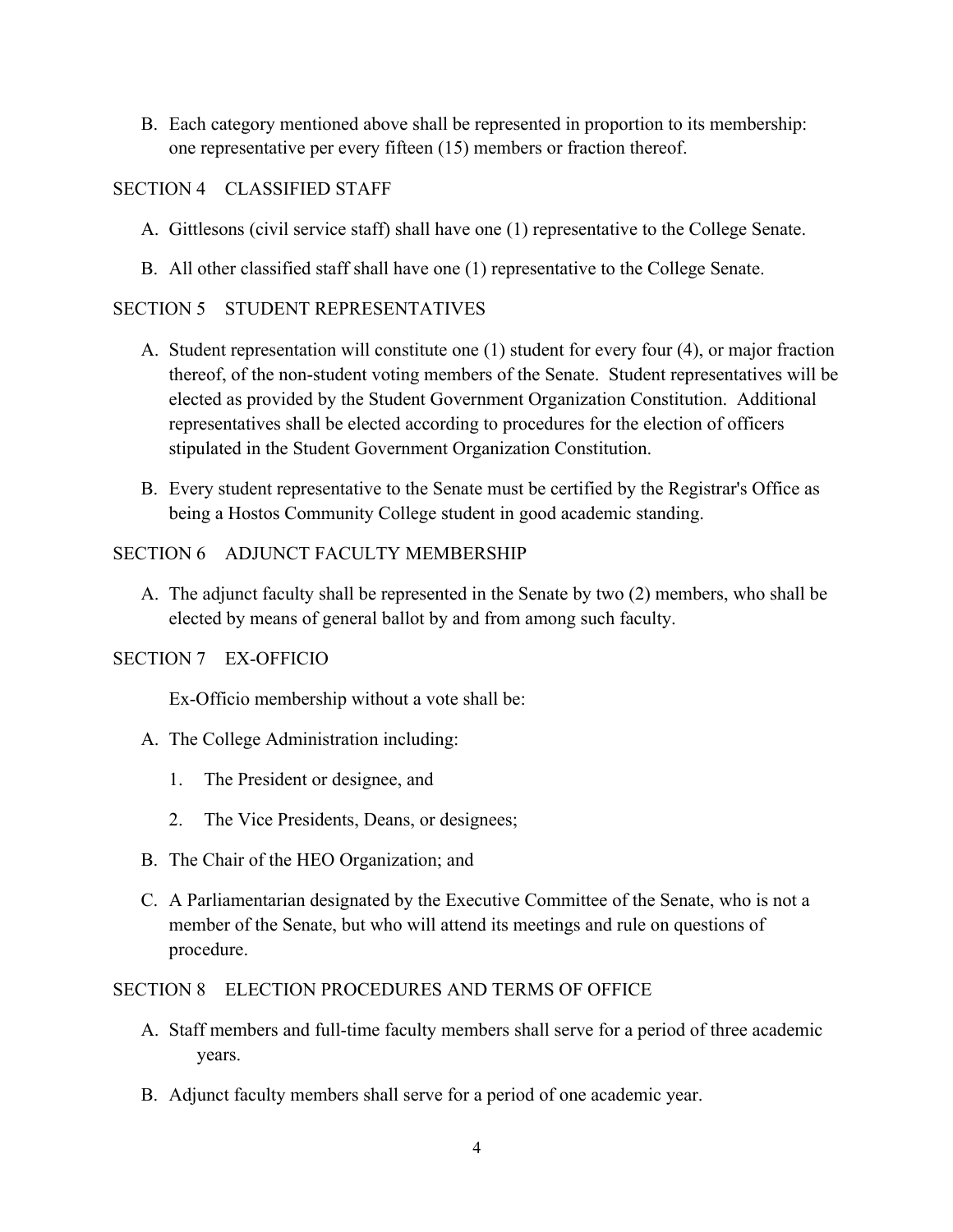B. Each category mentioned above shall be represented in proportion to its membership: one representative per every fifteen (15) members or fraction thereof.

SECTION 4 CLASSIFIED STAFF

A. Gittlesons (civil service staff) shall have one (1) representative to the College Senate.

B. All other classified staff shall have one (1) representative to the College Senate.

SECTION 5 STUDENT REPRESENTATIVES

A. Student representation will constitute one (1) student for every four (4), or major fraction thereof, of the non-student voting members of the Senate. Student representatives will be elected as provided by the Student Government Organization Constitution. Additional representatives shall be elected according to procedures for the election of officers stipulated in the Student Government Organization Constitution.

B. Every student representative to the Senate must be certified by the Registrar's Office as being a Hostos Community College student in good academic standing.

SECTION 6 ADJUNCT FACULTY MEMBERSHIP

A. The adjunct faculty shall be represented in the Senate by two (2) members, who shall be elected by means of general ballot by and from among such faculty.

SECTION 7 EX-OFFICIO

Ex-Officio membership without a vote shall be:

A. The College Administration including:

1. The President or designee, and

2. The Vice Presidents, Deans, or designees;

B. The Chair of the HEO Organization; and

C. A Parliamentarian designated by the Executive Committee of the Senate, who is not a member of the Senate, but who will attend its meetings and rule on questions of procedure.

SECTION 8 ELECTION PROCEDURES AND TERMS OF OFFICE

A. Staff members and full-time faculty members shall serve for a period of three academic years.

B. Adjunct faculty members shall serve for a period of one academic year.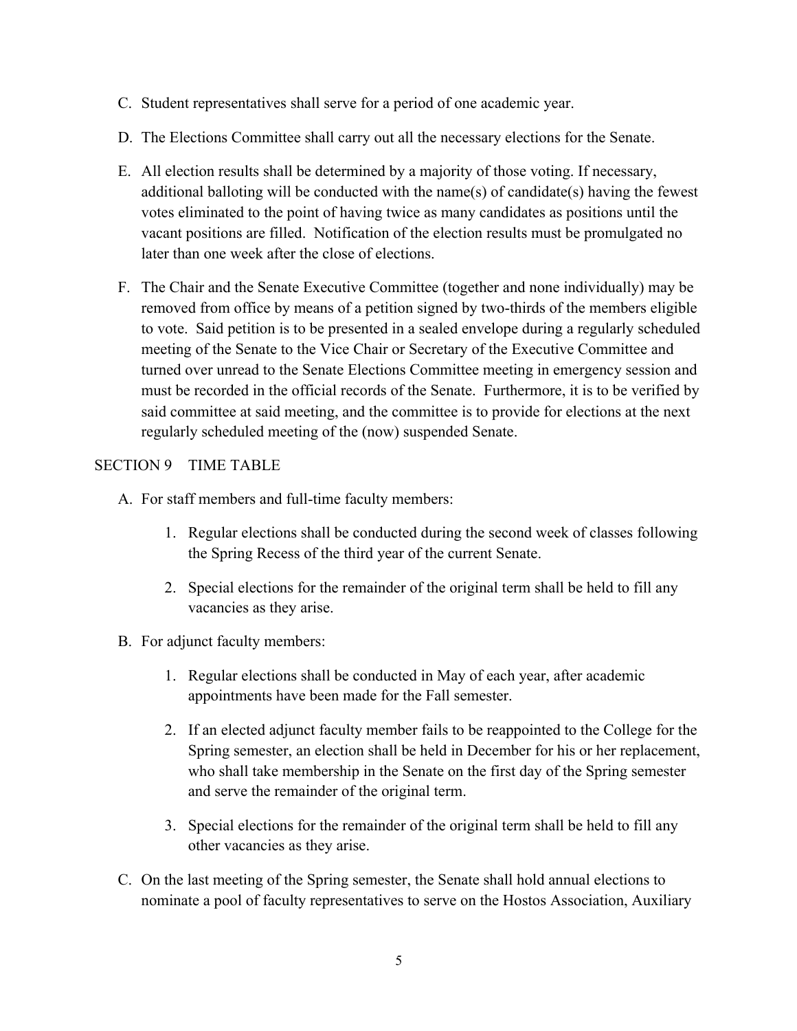C. Student representatives shall serve for a period of one academic year.

D. The Elections Committee shall carry out all the necessary elections for the Senate.

E. All election results shall be determined by a majority of those voting. If necessary, additional balloting will be conducted with the name(s) of candidate(s) having the fewest votes eliminated to the point of having twice as many candidates as positions until the vacant positions are filled. Notification of the election results must be promulgated no later than one week after the close of elections.

F. The Chair and the Senate Executive Committee (together and none individually) may be removed from office by means of a petition signed by two-thirds of the members eligible to vote. Said petition is to be presented in a sealed envelope during a regularly scheduled meeting of the Senate to the Vice Chair or Secretary of the Executive Committee and turned over unread to the Senate Elections Committee meeting in emergency session and must be recorded in the official records of the Senate. Furthermore, it is to be verified by said committee at said meeting, and the committee is to provide for elections at the next regularly scheduled meeting of the (now) suspended Senate.

## SECTION 9 TIME TABLE

A. For staff members and full-time faculty members:

   1. Regular elections shall be conducted during the second week of classes following the Spring Recess of the third year of the current Senate.

   2. Special elections for the remainder of the original term shall be held to fill any vacancies as they arise.

B. For adjunct faculty members:

   1. Regular elections shall be conducted in May of each year, after academic appointments have been made for the Fall semester.

   2. If an elected adjunct faculty member fails to be reappointed to the College for the Spring semester, an election shall be held in December for his or her replacement, who shall take membership in the Senate on the first day of the Spring semester and serve the remainder of the original term.

   3. Special elections for the remainder of the original term shall be held to fill any other vacancies as they arise.

C. On the last meeting of the Spring semester, the Senate shall hold annual elections to nominate a pool of faculty representatives to serve on the Hostos Association, Auxiliary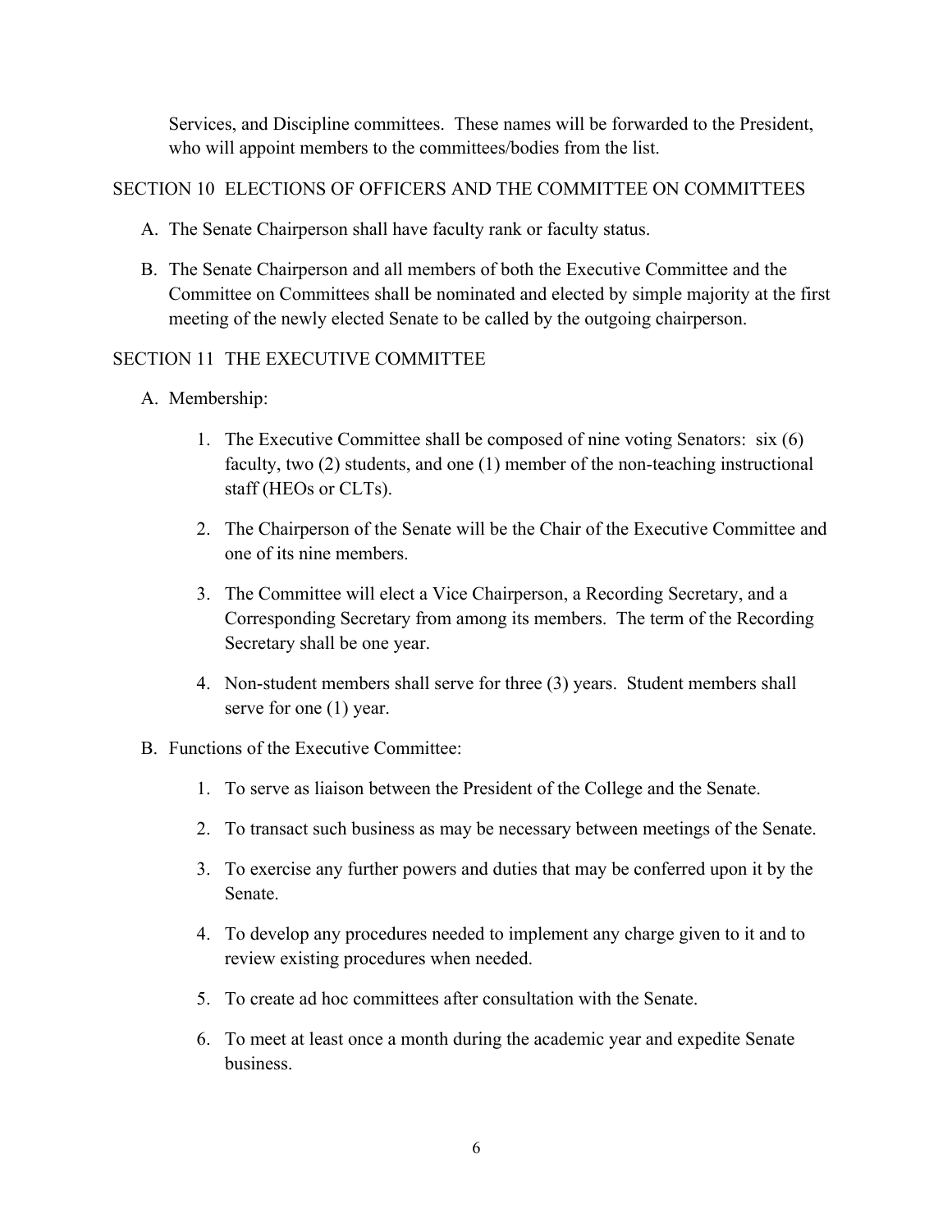Services, and Discipline committees. These names will be forwarded to the President, who will appoint members to the committees/bodies from the list.

## SECTION 10 ELECTIONS OF OFFICERS AND THE COMMITTEE ON COMMITTEES

A. The Senate Chairperson shall have faculty rank or faculty status.

B. The Senate Chairperson and all members of both the Executive Committee and the Committee on Committees shall be nominated and elected by simple majority at the first meeting of the newly elected Senate to be called by the outgoing chairperson.

## SECTION 11 THE EXECUTIVE COMMITTEE

A. Membership:

1. The Executive Committee shall be composed of nine voting Senators: six (6) faculty, two (2) students, and one (1) member of the non-teaching instructional staff (HEOs or CLTs).
2. The Chairperson of the Senate will be the Chair of the Executive Committee and one of its nine members.
3. The Committee will elect a Vice Chairperson, a Recording Secretary, and a Corresponding Secretary from among its members. The term of the Recording Secretary shall be one year.
4. Non-student members shall serve for three (3) years. Student members shall serve for one (1) year.

B. Functions of the Executive Committee:

1. To serve as liaison between the President of the College and the Senate.
2. To transact such business as may be necessary between meetings of the Senate.
3. To exercise any further powers and duties that may be conferred upon it by the Senate.
4. To develop any procedures needed to implement any charge given to it and to review existing procedures when needed.
5. To create ad hoc committees after consultation with the Senate.
6. To meet at least once a month during the academic year and expedite Senate business.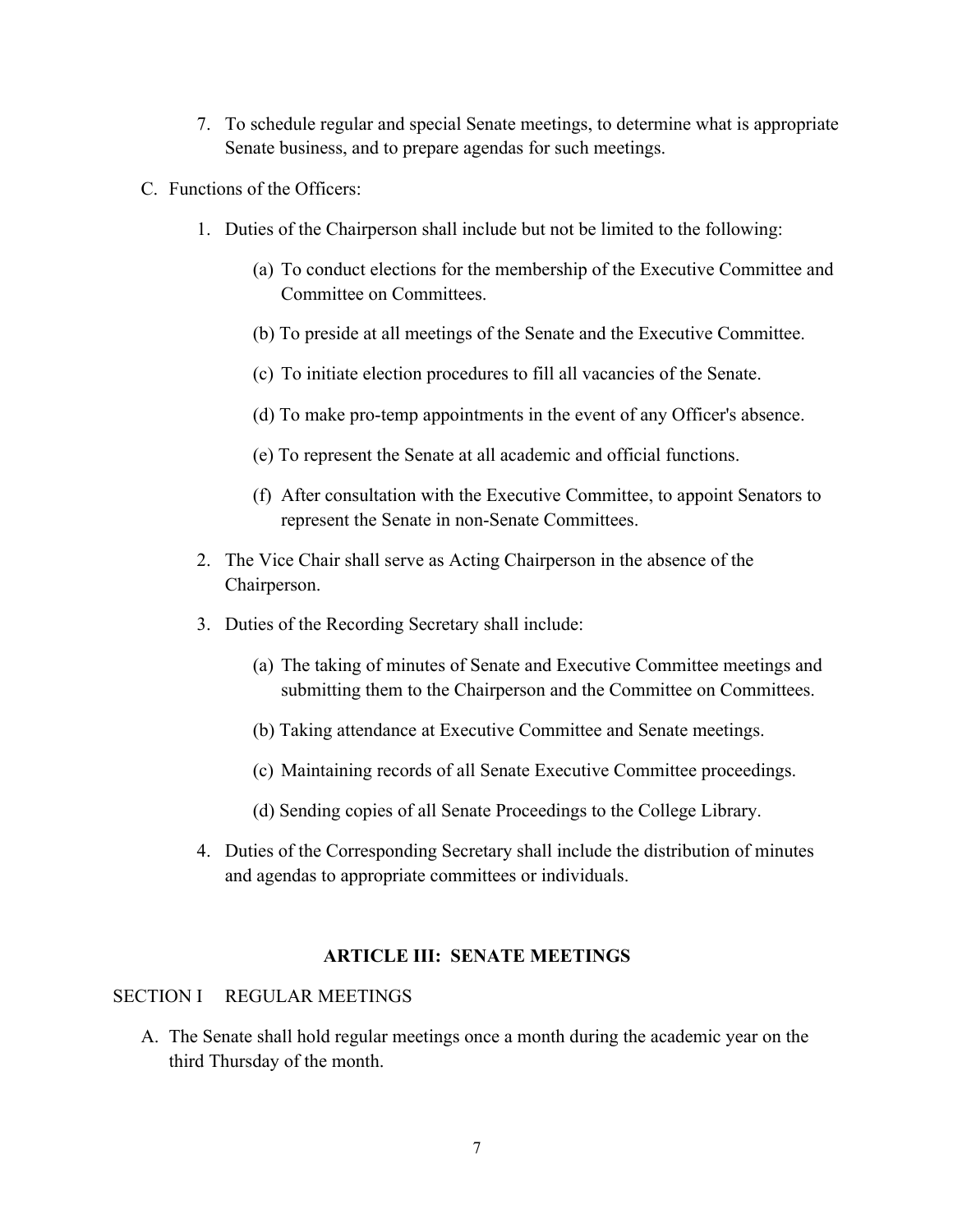7. To schedule regular and special Senate meetings, to determine what is appropriate Senate business, and to prepare agendas for such meetings.

C. Functions of the Officers:

1. Duties of the Chairperson shall include but not be limited to the following:

   (a) To conduct elections for the membership of the Executive Committee and Committee on Committees.

   (b) To preside at all meetings of the Senate and the Executive Committee.

   (c) To initiate election procedures to fill all vacancies of the Senate.

   (d) To make pro-temp appointments in the event of any Officer's absence.

   (e) To represent the Senate at all academic and official functions.

   (f) After consultation with the Executive Committee, to appoint Senators to represent the Senate in non-Senate Committees.

2. The Vice Chair shall serve as Acting Chairperson in the absence of the Chairperson.

3. Duties of the Recording Secretary shall include:

   (a) The taking of minutes of Senate and Executive Committee meetings and submitting them to the Chairperson and the Committee on Committees.

   (b) Taking attendance at Executive Committee and Senate meetings.

   (c) Maintaining records of all Senate Executive Committee proceedings.

   (d) Sending copies of all Senate Proceedings to the College Library.

4. Duties of the Corresponding Secretary shall include the distribution of minutes and agendas to appropriate committees or individuals.

## ARTICLE III: SENATE MEETINGS

SECTION I REGULAR MEETINGS

A. The Senate shall hold regular meetings once a month during the academic year on the third Thursday of the month.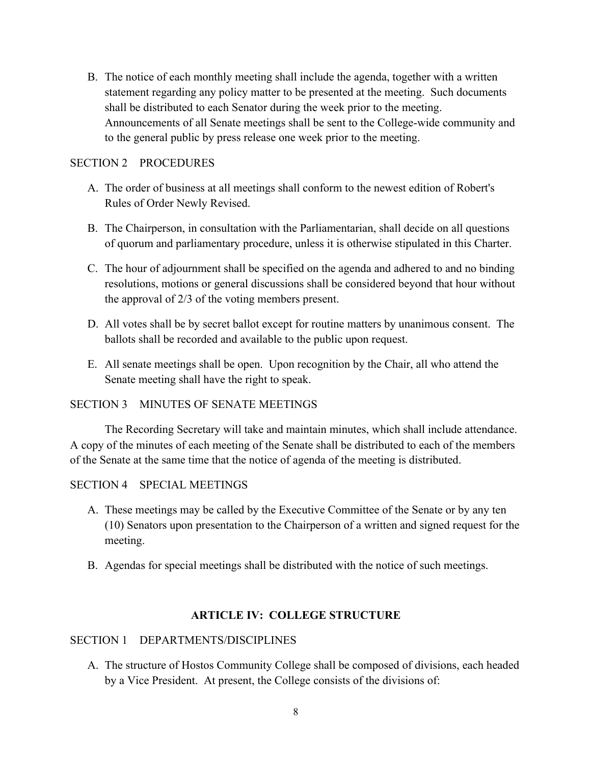B. The notice of each monthly meeting shall include the agenda, together with a written statement regarding any policy matter to be presented at the meeting. Such documents shall be distributed to each Senator during the week prior to the meeting. Announcements of all Senate meetings shall be sent to the College-wide community and to the general public by press release one week prior to the meeting.

SECTION 2 PROCEDURES

A. The order of business at all meetings shall conform to the newest edition of Robert's Rules of Order Newly Revised.

B. The Chairperson, in consultation with the Parliamentarian, shall decide on all questions of quorum and parliamentary procedure, unless it is otherwise stipulated in this Charter.

C. The hour of adjournment shall be specified on the agenda and adhered to and no binding resolutions, motions or general discussions shall be considered beyond that hour without the approval of 2/3 of the voting members present.

D. All votes shall be by secret ballot except for routine matters by unanimous consent. The ballots shall be recorded and available to the public upon request.

E. All senate meetings shall be open. Upon recognition by the Chair, all who attend the Senate meeting shall have the right to speak.

SECTION 3 MINUTES OF SENATE MEETINGS

The Recording Secretary will take and maintain minutes, which shall include attendance. A copy of the minutes of each meeting of the Senate shall be distributed to each of the members of the Senate at the same time that the notice of agenda of the meeting is distributed.

SECTION 4 SPECIAL MEETINGS

A. These meetings may be called by the Executive Committee of the Senate or by any ten (10) Senators upon presentation to the Chairperson of a written and signed request for the meeting.

B. Agendas for special meetings shall be distributed with the notice of such meetings.

## ARTICLE IV: COLLEGE STRUCTURE

SECTION 1 DEPARTMENTS/DISCIPLINES

A. The structure of Hostos Community College shall be composed of divisions, each headed by a Vice President. At present, the College consists of the divisions of: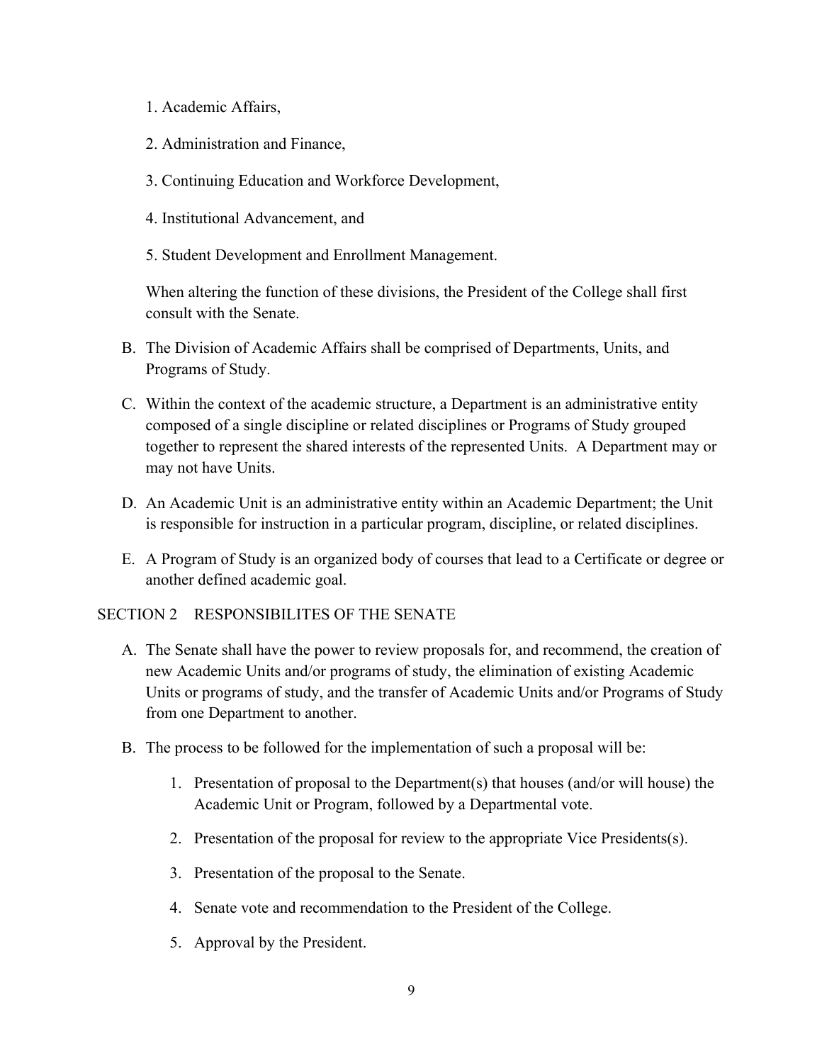1. Academic Affairs,
2. Administration and Finance,
3. Continuing Education and Workforce Development,
4. Institutional Advancement, and
5. Student Development and Enrollment Management.

When altering the function of these divisions, the President of the College shall first consult with the Senate.

B. The Division of Academic Affairs shall be comprised of Departments, Units, and Programs of Study.

C. Within the context of the academic structure, a Department is an administrative entity composed of a single discipline or related disciplines or Programs of Study grouped together to represent the shared interests of the represented Units. A Department may or may not have Units.

D. An Academic Unit is an administrative entity within an Academic Department; the Unit is responsible for instruction in a particular program, discipline, or related disciplines.

E. A Program of Study is an organized body of courses that lead to a Certificate or degree or another defined academic goal.

## SECTION 2 RESPONSIBILITES OF THE SENATE

A. The Senate shall have the power to review proposals for, and recommend, the creation of new Academic Units and/or programs of study, the elimination of existing Academic Units or programs of study, and the transfer of Academic Units and/or Programs of Study from one Department to another.

B. The process to be followed for the implementation of such a proposal will be:

1. Presentation of proposal to the Department(s) that houses (and/or will house) the Academic Unit or Program, followed by a Departmental vote.
2. Presentation of the proposal for review to the appropriate Vice Presidents(s).
3. Presentation of the proposal to the Senate.
4. Senate vote and recommendation to the President of the College.
5. Approval by the President.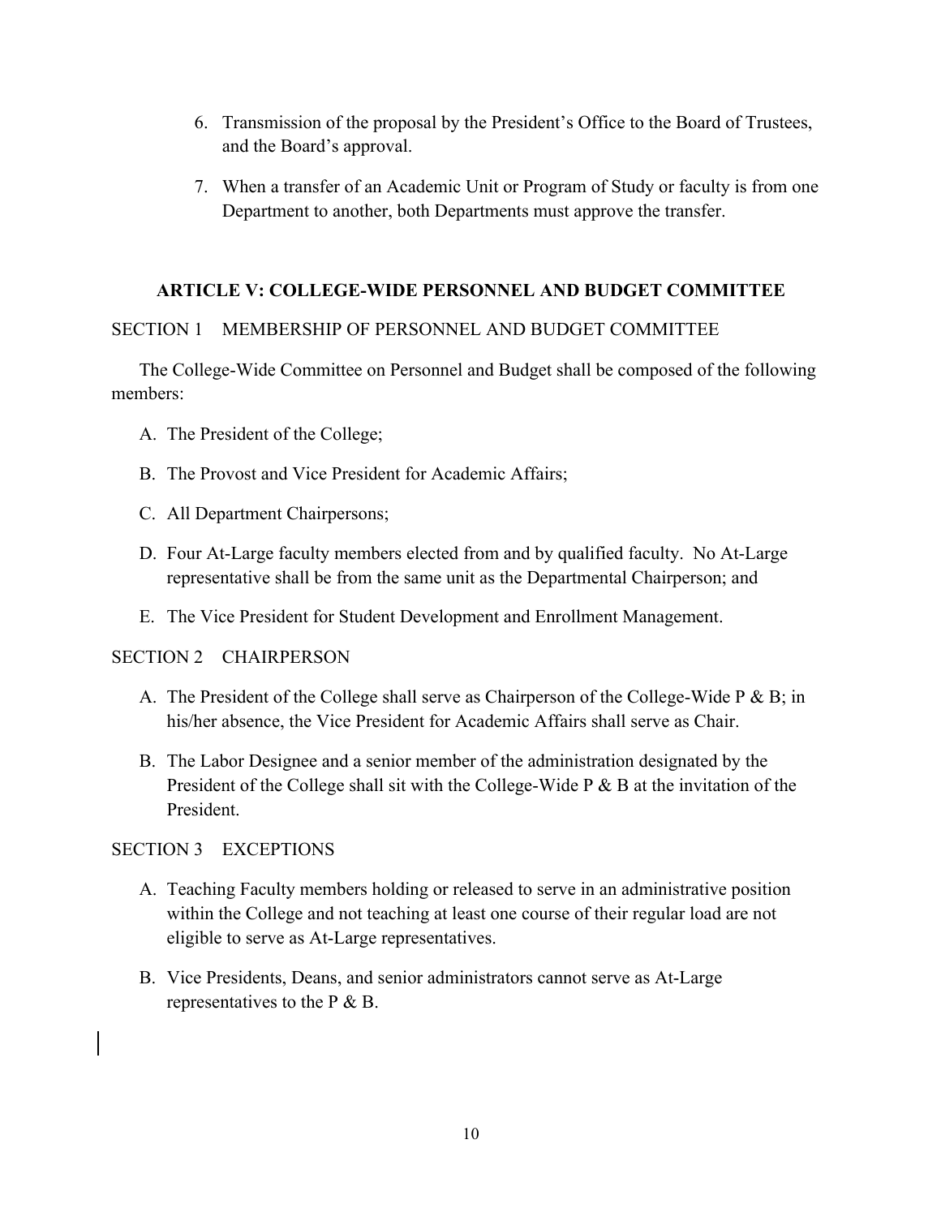6. Transmission of the proposal by the President's Office to the Board of Trustees, and the Board's approval.

7. When a transfer of an Academic Unit or Program of Study or faculty is from one Department to another, both Departments must approve the transfer.

## ARTICLE V: COLLEGE-WIDE PERSONNEL AND BUDGET COMMITTEE

### SECTION 1 MEMBERSHIP OF PERSONNEL AND BUDGET COMMITTEE

The College-Wide Committee on Personnel and Budget shall be composed of the following members:

A. The President of the College;

B. The Provost and Vice President for Academic Affairs;

C. All Department Chairpersons;

D. Four At-Large faculty members elected from and by qualified faculty. No At-Large representative shall be from the same unit as the Departmental Chairperson; and

E. The Vice President for Student Development and Enrollment Management.

### SECTION 2 CHAIRPERSON

A. The President of the College shall serve as Chairperson of the College-Wide P & B; in his/her absence, the Vice President for Academic Affairs shall serve as Chair.

B. The Labor Designee and a senior member of the administration designated by the President of the College shall sit with the College-Wide P & B at the invitation of the President.

### SECTION 3 EXCEPTIONS

A. Teaching Faculty members holding or released to serve in an administrative position within the College and not teaching at least one course of their regular load are not eligible to serve as At-Large representatives.

B. Vice Presidents, Deans, and senior administrators cannot serve as At-Large representatives to the P & B.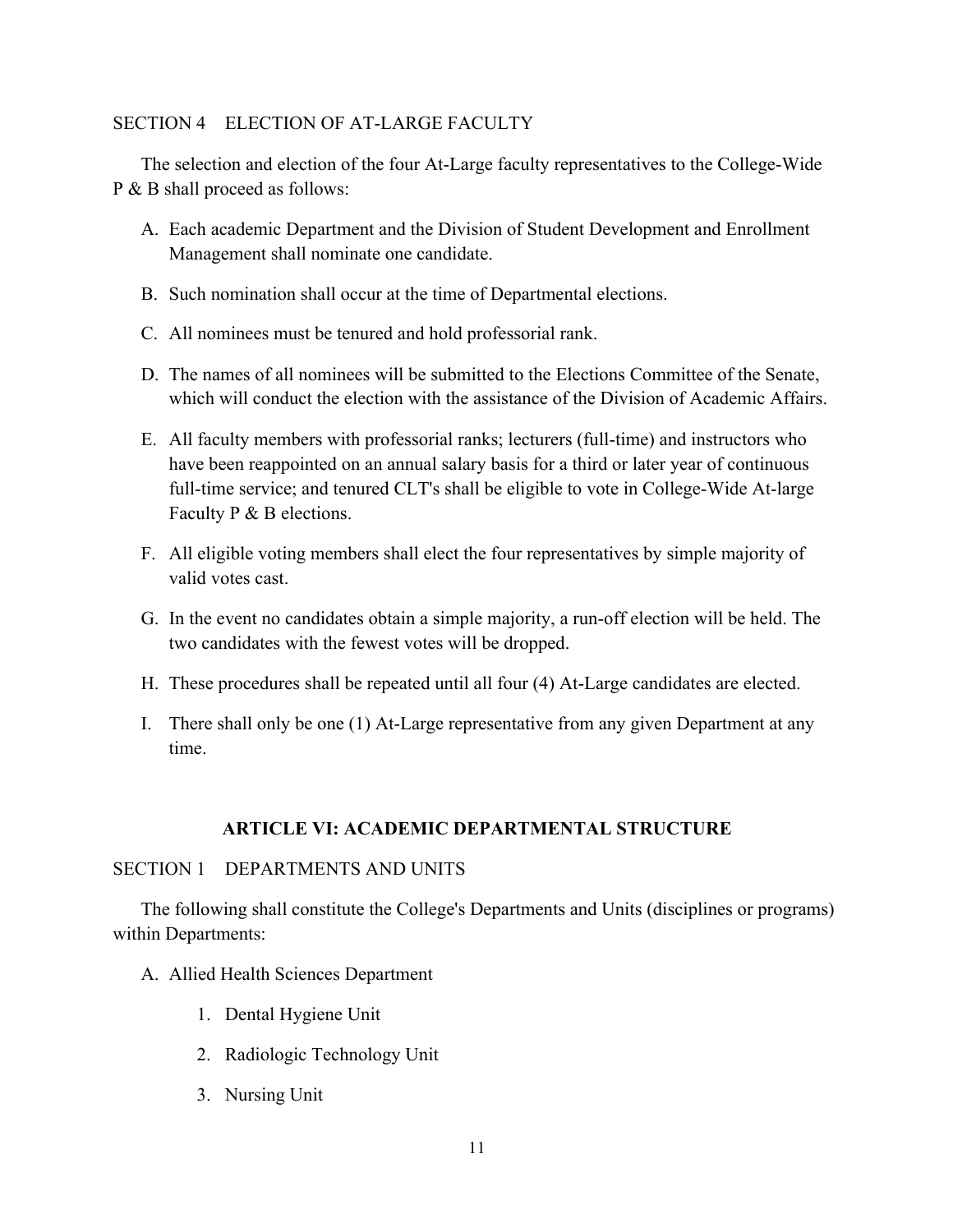SECTION 4    ELECTION OF AT-LARGE FACULTY

The selection and election of the four At-Large faculty representatives to the College-Wide P & B shall proceed as follows:

A. Each academic Department and the Division of Student Development and Enrollment Management shall nominate one candidate.

B. Such nomination shall occur at the time of Departmental elections.

C. All nominees must be tenured and hold professorial rank.

D. The names of all nominees will be submitted to the Elections Committee of the Senate, which will conduct the election with the assistance of the Division of Academic Affairs.

E. All faculty members with professorial ranks; lecturers (full-time) and instructors who have been reappointed on an annual salary basis for a third or later year of continuous full-time service; and tenured CLT's shall be eligible to vote in College-Wide At-large Faculty P & B elections.

F. All eligible voting members shall elect the four representatives by simple majority of valid votes cast.

G. In the event no candidates obtain a simple majority, a run-off election will be held. The two candidates with the fewest votes will be dropped.

H. These procedures shall be repeated until all four (4) At-Large candidates are elected.

I. There shall only be one (1) At-Large representative from any given Department at any time.

## ARTICLE VI: ACADEMIC DEPARTMENTAL STRUCTURE

SECTION 1    DEPARTMENTS AND UNITS

The following shall constitute the College's Departments and Units (disciplines or programs) within Departments:

A. Allied Health Sciences Department

    1. Dental Hygiene Unit

    2. Radiologic Technology Unit

    3. Nursing Unit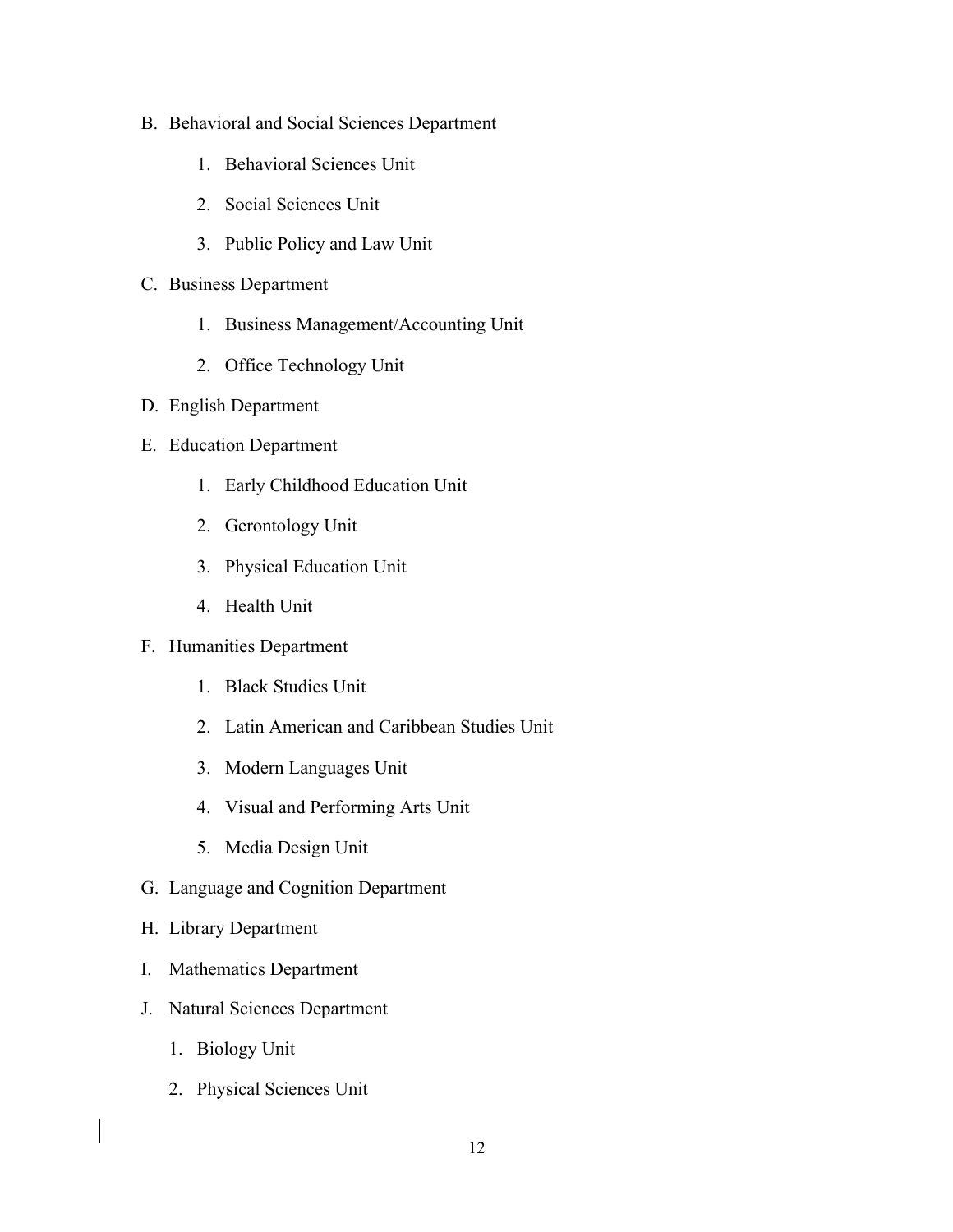B. Behavioral and Social Sciences Department

    1. Behavioral Sciences Unit

    2. Social Sciences Unit

    3. Public Policy and Law Unit

C. Business Department

    1. Business Management/Accounting Unit

    2. Office Technology Unit

D. English Department

E. Education Department

    1. Early Childhood Education Unit

    2. Gerontology Unit

    3. Physical Education Unit

    4. Health Unit

F. Humanities Department

    1. Black Studies Unit

    2. Latin American and Caribbean Studies Unit

    3. Modern Languages Unit

    4. Visual and Performing Arts Unit

    5. Media Design Unit

G. Language and Cognition Department

H. Library Department

I. Mathematics Department

J. Natural Sciences Department

    1. Biology Unit

    2. Physical Sciences Unit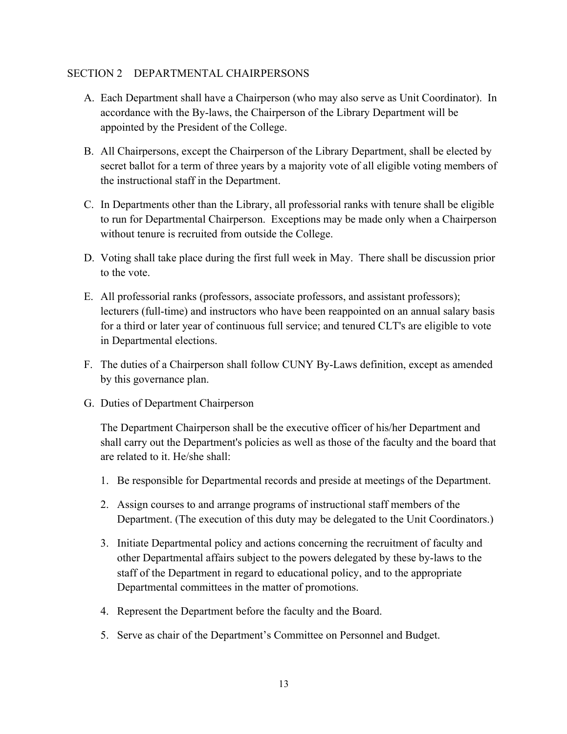## SECTION 2 DEPARTMENTAL CHAIRPERSONS

A. Each Department shall have a Chairperson (who may also serve as Unit Coordinator). In accordance with the By-laws, the Chairperson of the Library Department will be appointed by the President of the College.

B. All Chairpersons, except the Chairperson of the Library Department, shall be elected by secret ballot for a term of three years by a majority vote of all eligible voting members of the instructional staff in the Department.

C. In Departments other than the Library, all professorial ranks with tenure shall be eligible to run for Departmental Chairperson. Exceptions may be made only when a Chairperson without tenure is recruited from outside the College.

D. Voting shall take place during the first full week in May. There shall be discussion prior to the vote.

E. All professorial ranks (professors, associate professors, and assistant professors); lecturers (full-time) and instructors who have been reappointed on an annual salary basis for a third or later year of continuous full service; and tenured CLT's are eligible to vote in Departmental elections.

F. The duties of a Chairperson shall follow CUNY By-Laws definition, except as amended by this governance plan.

G. Duties of Department Chairperson

   The Department Chairperson shall be the executive officer of his/her Department and shall carry out the Department's policies as well as those of the faculty and the board that are related to it. He/she shall:

   1. Be responsible for Departmental records and preside at meetings of the Department.
   2. Assign courses to and arrange programs of instructional staff members of the Department. (The execution of this duty may be delegated to the Unit Coordinators.)
   3. Initiate Departmental policy and actions concerning the recruitment of faculty and other Departmental affairs subject to the powers delegated by these by-laws to the staff of the Department in regard to educational policy, and to the appropriate Departmental committees in the matter of promotions.
   4. Represent the Department before the faculty and the Board.
   5. Serve as chair of the Department's Committee on Personnel and Budget.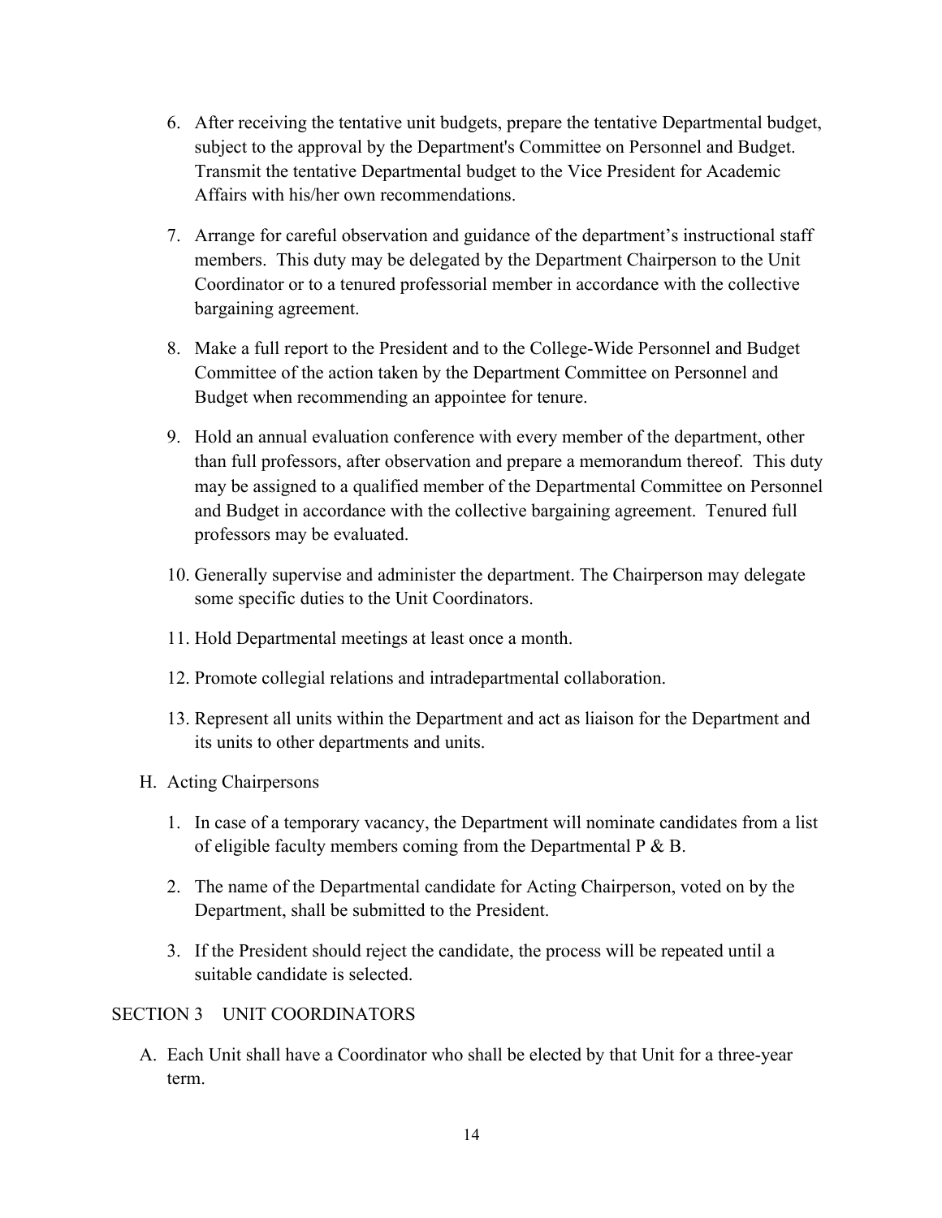6. After receiving the tentative unit budgets, prepare the tentative Departmental budget, subject to the approval by the Department's Committee on Personnel and Budget. Transmit the tentative Departmental budget to the Vice President for Academic Affairs with his/her own recommendations.

7. Arrange for careful observation and guidance of the department's instructional staff members. This duty may be delegated by the Department Chairperson to the Unit Coordinator or to a tenured professorial member in accordance with the collective bargaining agreement.

8. Make a full report to the President and to the College-Wide Personnel and Budget Committee of the action taken by the Department Committee on Personnel and Budget when recommending an appointee for tenure.

9. Hold an annual evaluation conference with every member of the department, other than full professors, after observation and prepare a memorandum thereof. This duty may be assigned to a qualified member of the Departmental Committee on Personnel and Budget in accordance with the collective bargaining agreement. Tenured full professors may be evaluated.

10. Generally supervise and administer the department. The Chairperson may delegate some specific duties to the Unit Coordinators.

11. Hold Departmental meetings at least once a month.

12. Promote collegial relations and intradepartmental collaboration.

13. Represent all units within the Department and act as liaison for the Department and its units to other departments and units.

H. Acting Chairpersons

1. In case of a temporary vacancy, the Department will nominate candidates from a list of eligible faculty members coming from the Departmental P & B.

2. The name of the Departmental candidate for Acting Chairperson, voted on by the Department, shall be submitted to the President.

3. If the President should reject the candidate, the process will be repeated until a suitable candidate is selected.

## SECTION 3 UNIT COORDINATORS

A. Each Unit shall have a Coordinator who shall be elected by that Unit for a three-year term.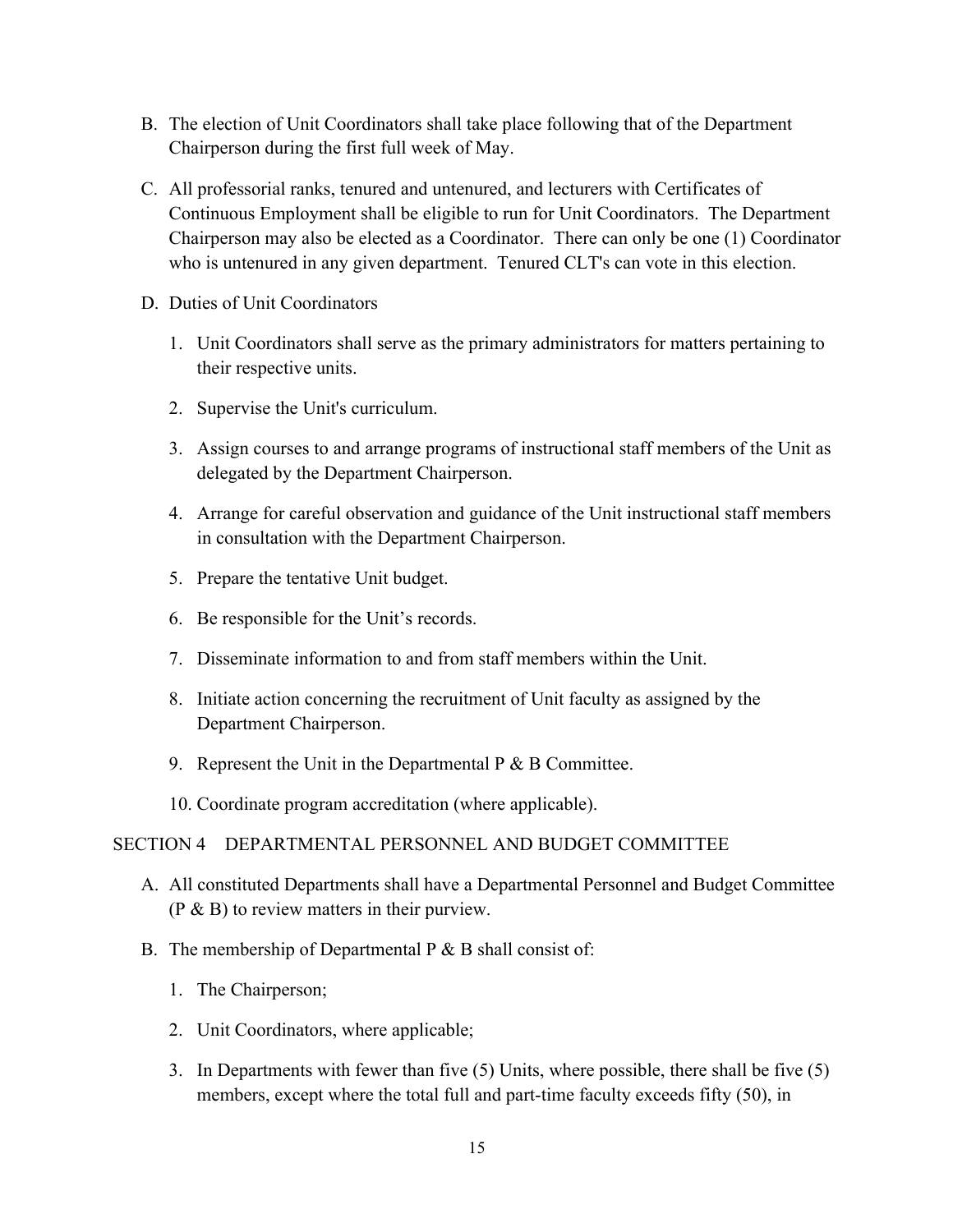B. The election of Unit Coordinators shall take place following that of the Department Chairperson during the first full week of May.

C. All professorial ranks, tenured and untenured, and lecturers with Certificates of Continuous Employment shall be eligible to run for Unit Coordinators. The Department Chairperson may also be elected as a Coordinator. There can only be one (1) Coordinator who is untenured in any given department. Tenured CLT's can vote in this election.

D. Duties of Unit Coordinators

   1. Unit Coordinators shall serve as the primary administrators for matters pertaining to their respective units.

   2. Supervise the Unit's curriculum.

   3. Assign courses to and arrange programs of instructional staff members of the Unit as delegated by the Department Chairperson.

   4. Arrange for careful observation and guidance of the Unit instructional staff members in consultation with the Department Chairperson.

   5. Prepare the tentative Unit budget.

   6. Be responsible for the Unit's records.

   7. Disseminate information to and from staff members within the Unit.

   8. Initiate action concerning the recruitment of Unit faculty as assigned by the Department Chairperson.

   9. Represent the Unit in the Departmental P & B Committee.

   10. Coordinate program accreditation (where applicable).

SECTION 4 DEPARTMENTAL PERSONNEL AND BUDGET COMMITTEE

A. All constituted Departments shall have a Departmental Personnel and Budget Committee (P & B) to review matters in their purview.

B. The membership of Departmental P & B shall consist of:

   1. The Chairperson;

   2. Unit Coordinators, where applicable;

   3. In Departments with fewer than five (5) Units, where possible, there shall be five (5) members, except where the total full and part-time faculty exceeds fifty (50), in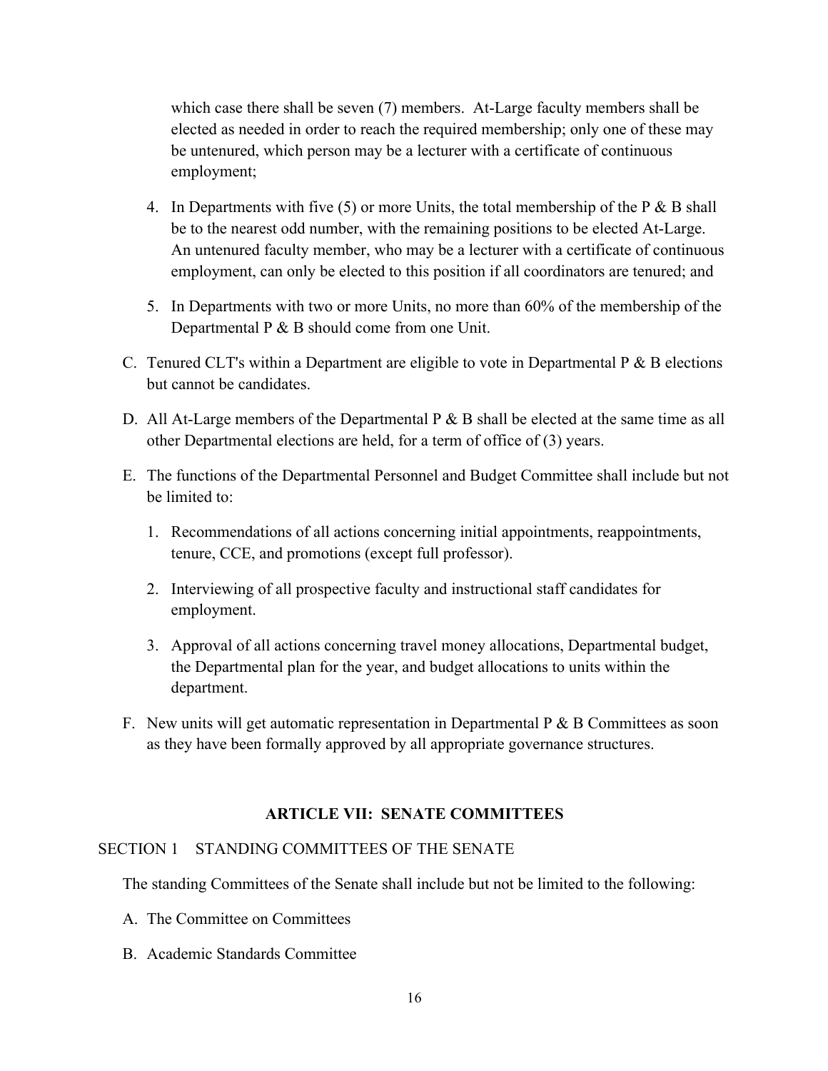which case there shall be seven (7) members. At-Large faculty members shall be elected as needed in order to reach the required membership; only one of these may be untenured, which person may be a lecturer with a certificate of continuous employment;

4. In Departments with five (5) or more Units, the total membership of the P & B shall be to the nearest odd number, with the remaining positions to be elected At-Large. An untenured faculty member, who may be a lecturer with a certificate of continuous employment, can only be elected to this position if all coordinators are tenured; and

5. In Departments with two or more Units, no more than 60% of the membership of the Departmental P & B should come from one Unit.

C. Tenured CLT's within a Department are eligible to vote in Departmental P & B elections but cannot be candidates.

D. All At-Large members of the Departmental P & B shall be elected at the same time as all other Departmental elections are held, for a term of office of (3) years.

E. The functions of the Departmental Personnel and Budget Committee shall include but not be limited to:

   1. Recommendations of all actions concerning initial appointments, reappointments, tenure, CCE, and promotions (except full professor).

   2. Interviewing of all prospective faculty and instructional staff candidates for employment.

   3. Approval of all actions concerning travel money allocations, Departmental budget, the Departmental plan for the year, and budget allocations to units within the department.

F. New units will get automatic representation in Departmental P & B Committees as soon as they have been formally approved by all appropriate governance structures.

## ARTICLE VII: SENATE COMMITTEES

### SECTION 1 STANDING COMMITTEES OF THE SENATE

The standing Committees of the Senate shall include but not be limited to the following:

A. The Committee on Committees

B. Academic Standards Committee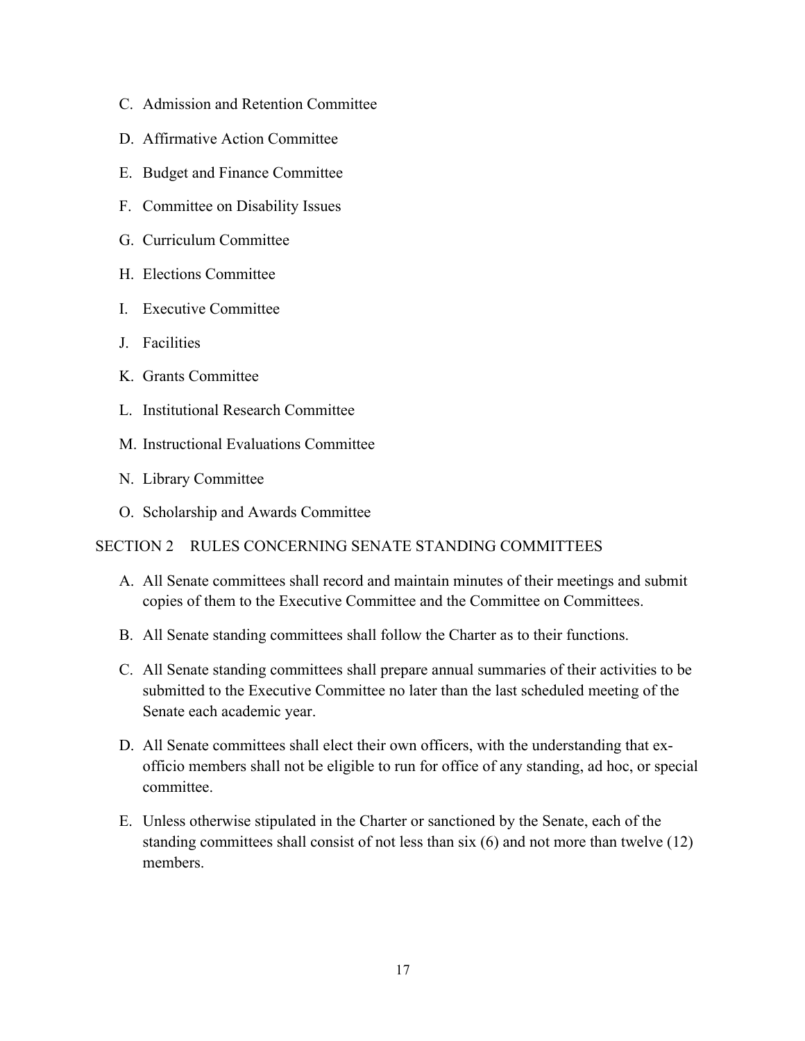C. Admission and Retention Committee

D. Affirmative Action Committee

E. Budget and Finance Committee

F. Committee on Disability Issues

G. Curriculum Committee

H. Elections Committee

I. Executive Committee

J. Facilities

K. Grants Committee

L. Institutional Research Committee

M. Instructional Evaluations Committee

N. Library Committee

O. Scholarship and Awards Committee

## SECTION 2 RULES CONCERNING SENATE STANDING COMMITTEES

A. All Senate committees shall record and maintain minutes of their meetings and submit copies of them to the Executive Committee and the Committee on Committees.

B. All Senate standing committees shall follow the Charter as to their functions.

C. All Senate standing committees shall prepare annual summaries of their activities to be submitted to the Executive Committee no later than the last scheduled meeting of the Senate each academic year.

D. All Senate committees shall elect their own officers, with the understanding that ex-officio members shall not be eligible to run for office of any standing, ad hoc, or special committee.

E. Unless otherwise stipulated in the Charter or sanctioned by the Senate, each of the standing committees shall consist of not less than six (6) and not more than twelve (12) members.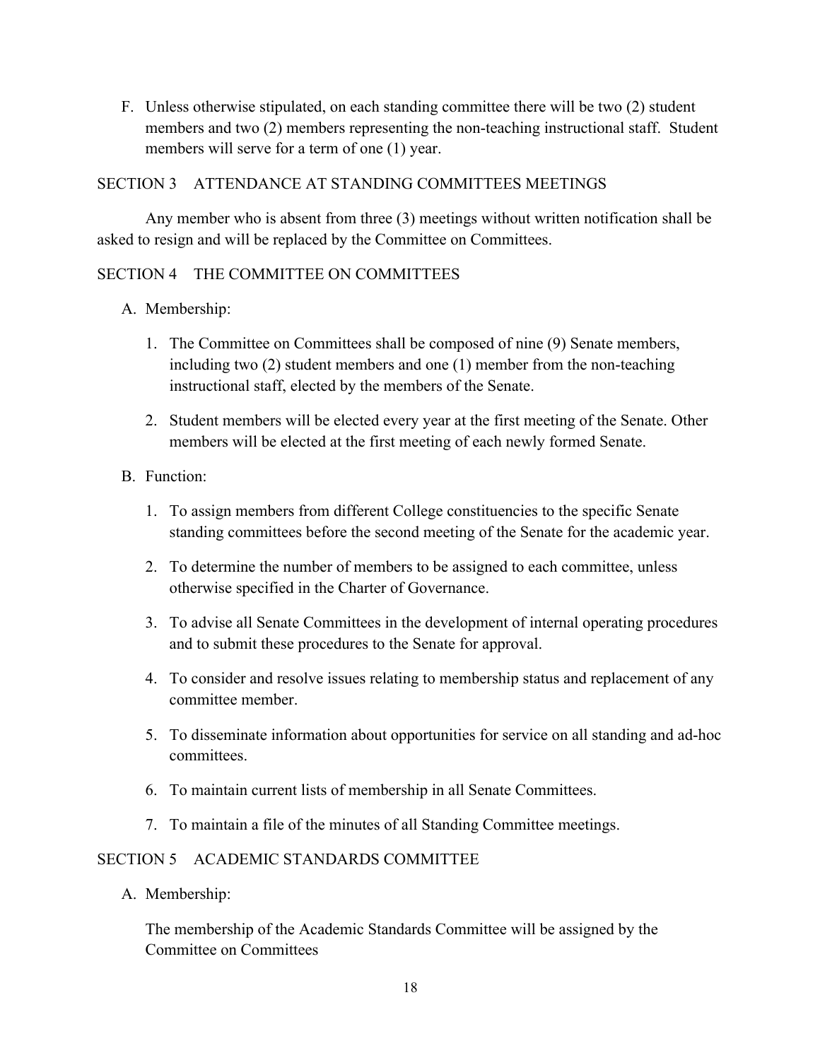F. Unless otherwise stipulated, on each standing committee there will be two (2) student members and two (2) members representing the non-teaching instructional staff. Student members will serve for a term of one (1) year.

## SECTION 3 ATTENDANCE AT STANDING COMMITTEES MEETINGS

Any member who is absent from three (3) meetings without written notification shall be asked to resign and will be replaced by the Committee on Committees.

## SECTION 4 THE COMMITTEE ON COMMITTEES

A. Membership:

1. The Committee on Committees shall be composed of nine (9) Senate members, including two (2) student members and one (1) member from the non-teaching instructional staff, elected by the members of the Senate.

2. Student members will be elected every year at the first meeting of the Senate. Other members will be elected at the first meeting of each newly formed Senate.

B. Function:

1. To assign members from different College constituencies to the specific Senate standing committees before the second meeting of the Senate for the academic year.

2. To determine the number of members to be assigned to each committee, unless otherwise specified in the Charter of Governance.

3. To advise all Senate Committees in the development of internal operating procedures and to submit these procedures to the Senate for approval.

4. To consider and resolve issues relating to membership status and replacement of any committee member.

5. To disseminate information about opportunities for service on all standing and ad-hoc committees.

6. To maintain current lists of membership in all Senate Committees.

7. To maintain a file of the minutes of all Standing Committee meetings.

## SECTION 5 ACADEMIC STANDARDS COMMITTEE

A. Membership:

The membership of the Academic Standards Committee will be assigned by the Committee on Committees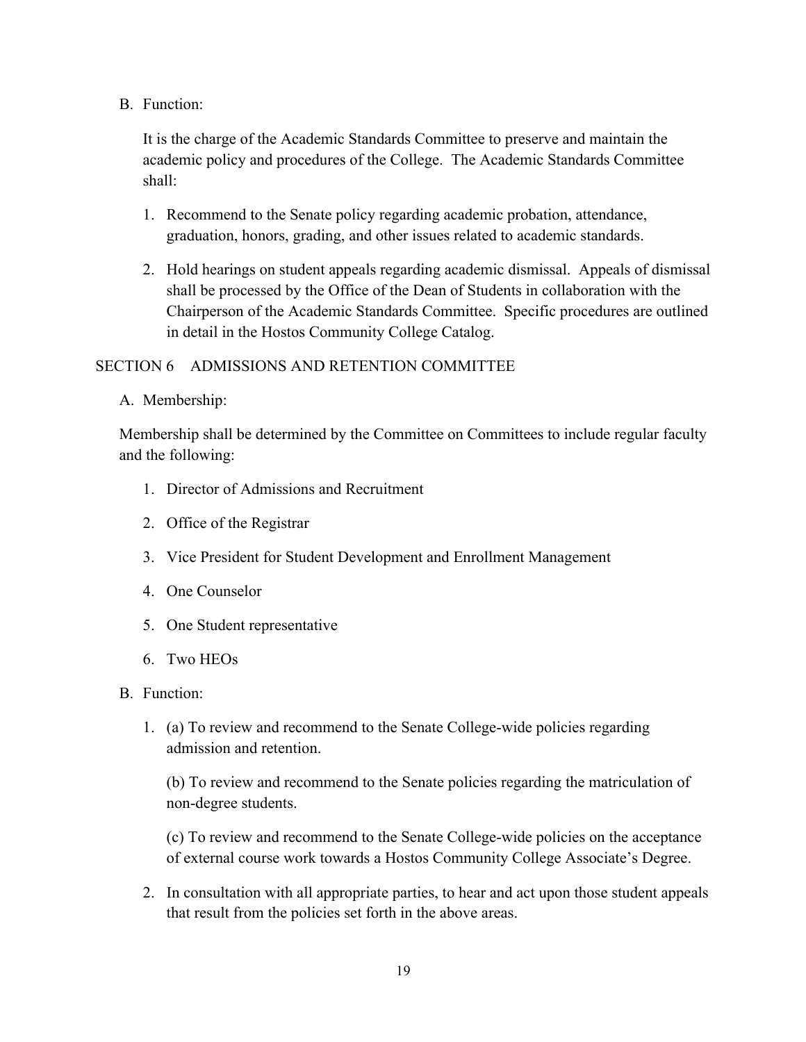B. Function:

It is the charge of the Academic Standards Committee to preserve and maintain the academic policy and procedures of the College. The Academic Standards Committee shall:

1. Recommend to the Senate policy regarding academic probation, attendance, graduation, honors, grading, and other issues related to academic standards.

2. Hold hearings on student appeals regarding academic dismissal. Appeals of dismissal shall be processed by the Office of the Dean of Students in collaboration with the Chairperson of the Academic Standards Committee. Specific procedures are outlined in detail in the Hostos Community College Catalog.

## SECTION 6 ADMISSIONS AND RETENTION COMMITTEE

A. Membership:

Membership shall be determined by the Committee on Committees to include regular faculty and the following:

1. Director of Admissions and Recruitment
2. Office of the Registrar
3. Vice President for Student Development and Enrollment Management
4. One Counselor
5. One Student representative
6. Two HEOs

B. Function:

1. (a) To review and recommend to the Senate College-wide policies regarding admission and retention.

   (b) To review and recommend to the Senate policies regarding the matriculation of non-degree students.

   (c) To review and recommend to the Senate College-wide policies on the acceptance of external course work towards a Hostos Community College Associate's Degree.

2. In consultation with all appropriate parties, to hear and act upon those student appeals that result from the policies set forth in the above areas.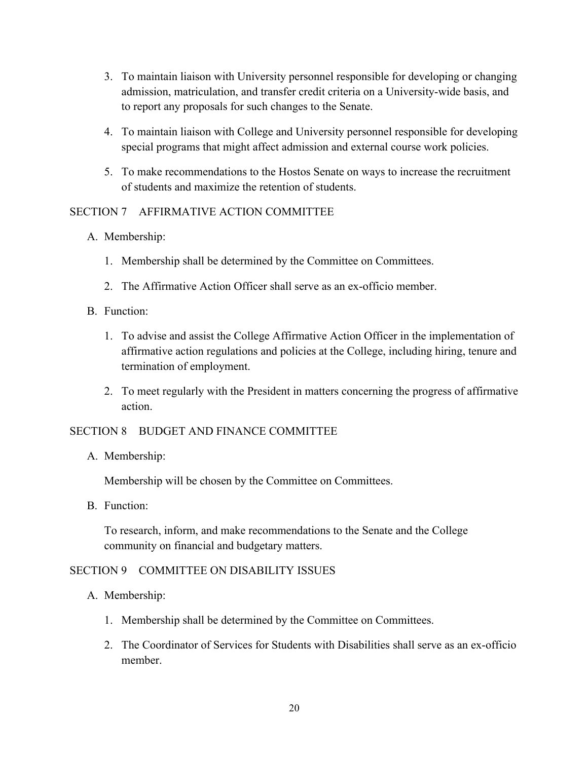3. To maintain liaison with University personnel responsible for developing or changing admission, matriculation, and transfer credit criteria on a University-wide basis, and to report any proposals for such changes to the Senate.

4. To maintain liaison with College and University personnel responsible for developing special programs that might affect admission and external course work policies.

5. To make recommendations to the Hostos Senate on ways to increase the recruitment of students and maximize the retention of students.

## SECTION 7 AFFIRMATIVE ACTION COMMITTEE

A. Membership:

1. Membership shall be determined by the Committee on Committees.

2. The Affirmative Action Officer shall serve as an ex-officio member.

B. Function:

1. To advise and assist the College Affirmative Action Officer in the implementation of affirmative action regulations and policies at the College, including hiring, tenure and termination of employment.

2. To meet regularly with the President in matters concerning the progress of affirmative action.

## SECTION 8 BUDGET AND FINANCE COMMITTEE

A. Membership:

Membership will be chosen by the Committee on Committees.

B. Function:

To research, inform, and make recommendations to the Senate and the College community on financial and budgetary matters.

## SECTION 9 COMMITTEE ON DISABILITY ISSUES

A. Membership:

1. Membership shall be determined by the Committee on Committees.

2. The Coordinator of Services for Students with Disabilities shall serve as an ex-officio member.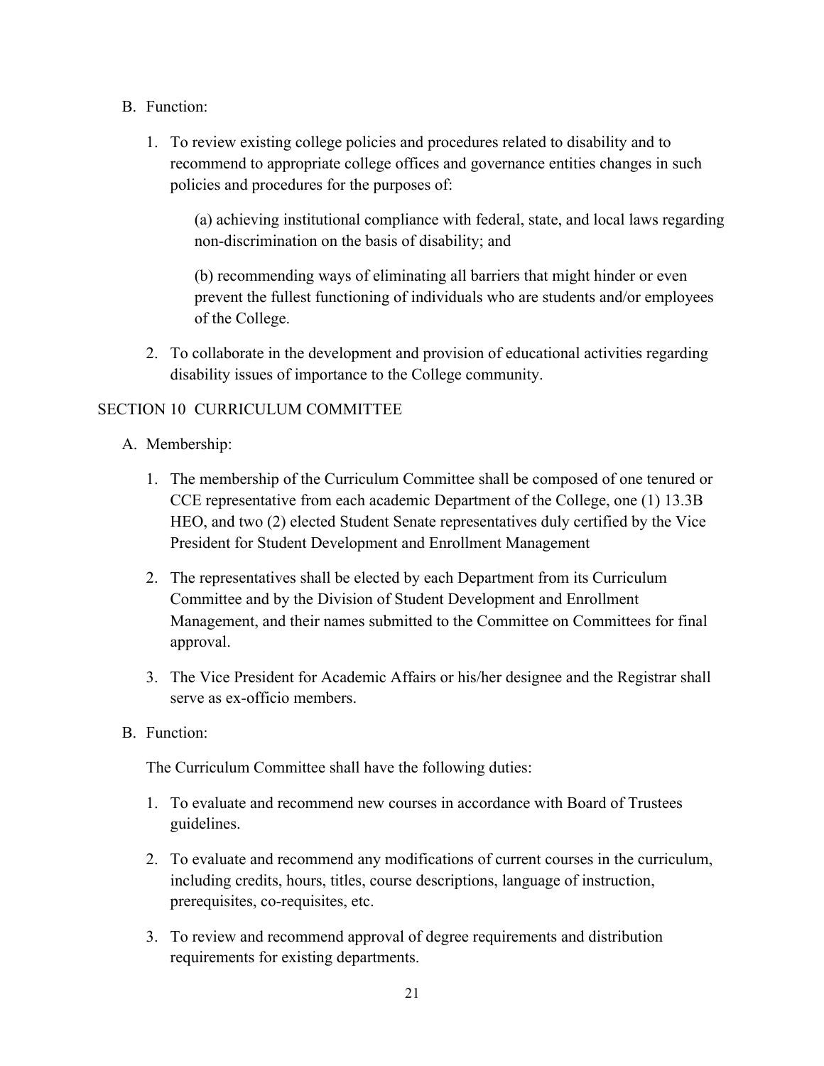B. Function:

1. To review existing college policies and procedures related to disability and to recommend to appropriate college offices and governance entities changes in such policies and procedures for the purposes of:

   (a) achieving institutional compliance with federal, state, and local laws regarding non-discrimination on the basis of disability; and

   (b) recommending ways of eliminating all barriers that might hinder or even prevent the fullest functioning of individuals who are students and/or employees of the College.

2. To collaborate in the development and provision of educational activities regarding disability issues of importance to the College community.

## SECTION 10 CURRICULUM COMMITTEE

A. Membership:

1. The membership of the Curriculum Committee shall be composed of one tenured or CCE representative from each academic Department of the College, one (1) 13.3B HEO, and two (2) elected Student Senate representatives duly certified by the Vice President for Student Development and Enrollment Management

2. The representatives shall be elected by each Department from its Curriculum Committee and by the Division of Student Development and Enrollment Management, and their names submitted to the Committee on Committees for final approval.

3. The Vice President for Academic Affairs or his/her designee and the Registrar shall serve as ex-officio members.

B. Function:

The Curriculum Committee shall have the following duties:

1. To evaluate and recommend new courses in accordance with Board of Trustees guidelines.

2. To evaluate and recommend any modifications of current courses in the curriculum, including credits, hours, titles, course descriptions, language of instruction, prerequisites, co-requisites, etc.

3. To review and recommend approval of degree requirements and distribution requirements for existing departments.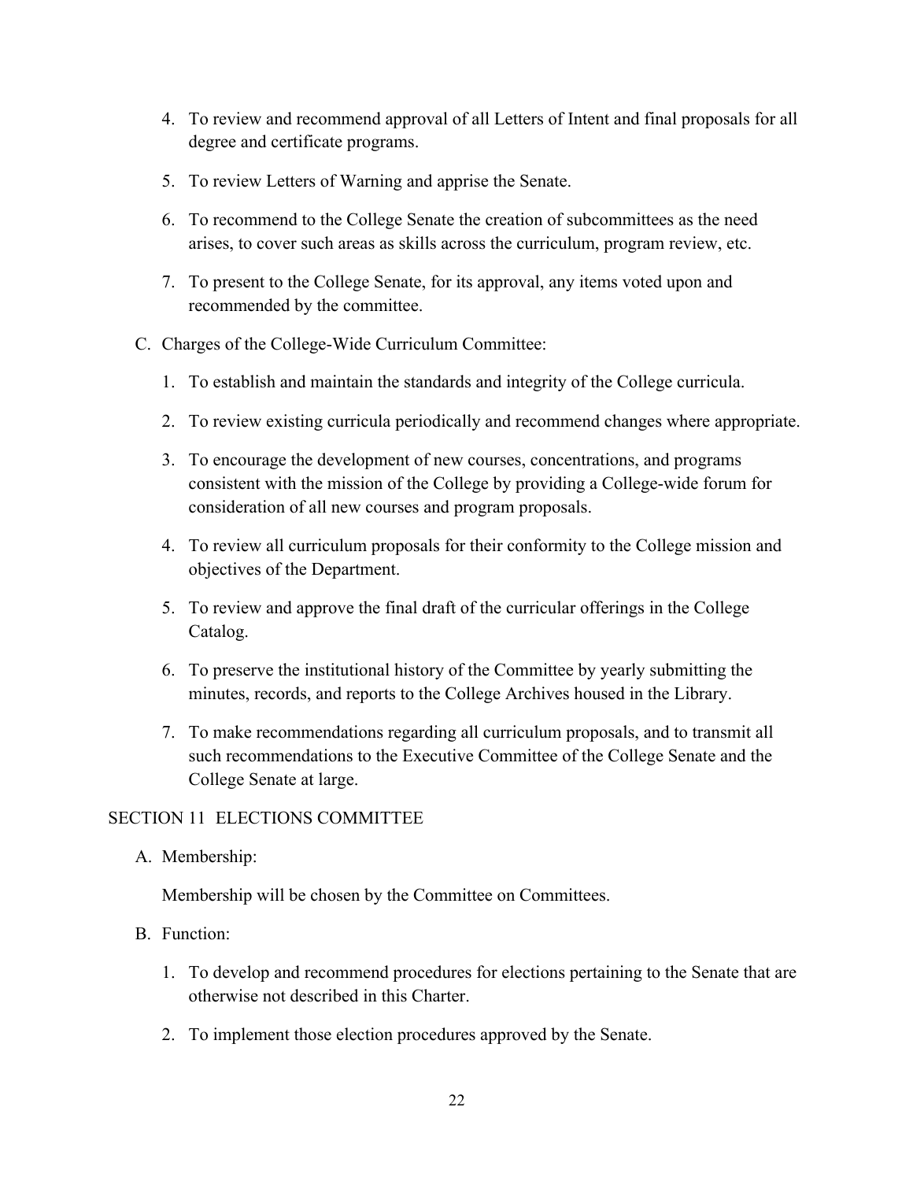4. To review and recommend approval of all Letters of Intent and final proposals for all degree and certificate programs.

5. To review Letters of Warning and apprise the Senate.

6. To recommend to the College Senate the creation of subcommittees as the need arises, to cover such areas as skills across the curriculum, program review, etc.

7. To present to the College Senate, for its approval, any items voted upon and recommended by the committee.

C. Charges of the College-Wide Curriculum Committee:

1. To establish and maintain the standards and integrity of the College curricula.

2. To review existing curricula periodically and recommend changes where appropriate.

3. To encourage the development of new courses, concentrations, and programs consistent with the mission of the College by providing a College-wide forum for consideration of all new courses and program proposals.

4. To review all curriculum proposals for their conformity to the College mission and objectives of the Department.

5. To review and approve the final draft of the curricular offerings in the College Catalog.

6. To preserve the institutional history of the Committee by yearly submitting the minutes, records, and reports to the College Archives housed in the Library.

7. To make recommendations regarding all curriculum proposals, and to transmit all such recommendations to the Executive Committee of the College Senate and the College Senate at large.

## SECTION 11 ELECTIONS COMMITTEE

A. Membership:

Membership will be chosen by the Committee on Committees.

B. Function:

1. To develop and recommend procedures for elections pertaining to the Senate that are otherwise not described in this Charter.

2. To implement those election procedures approved by the Senate.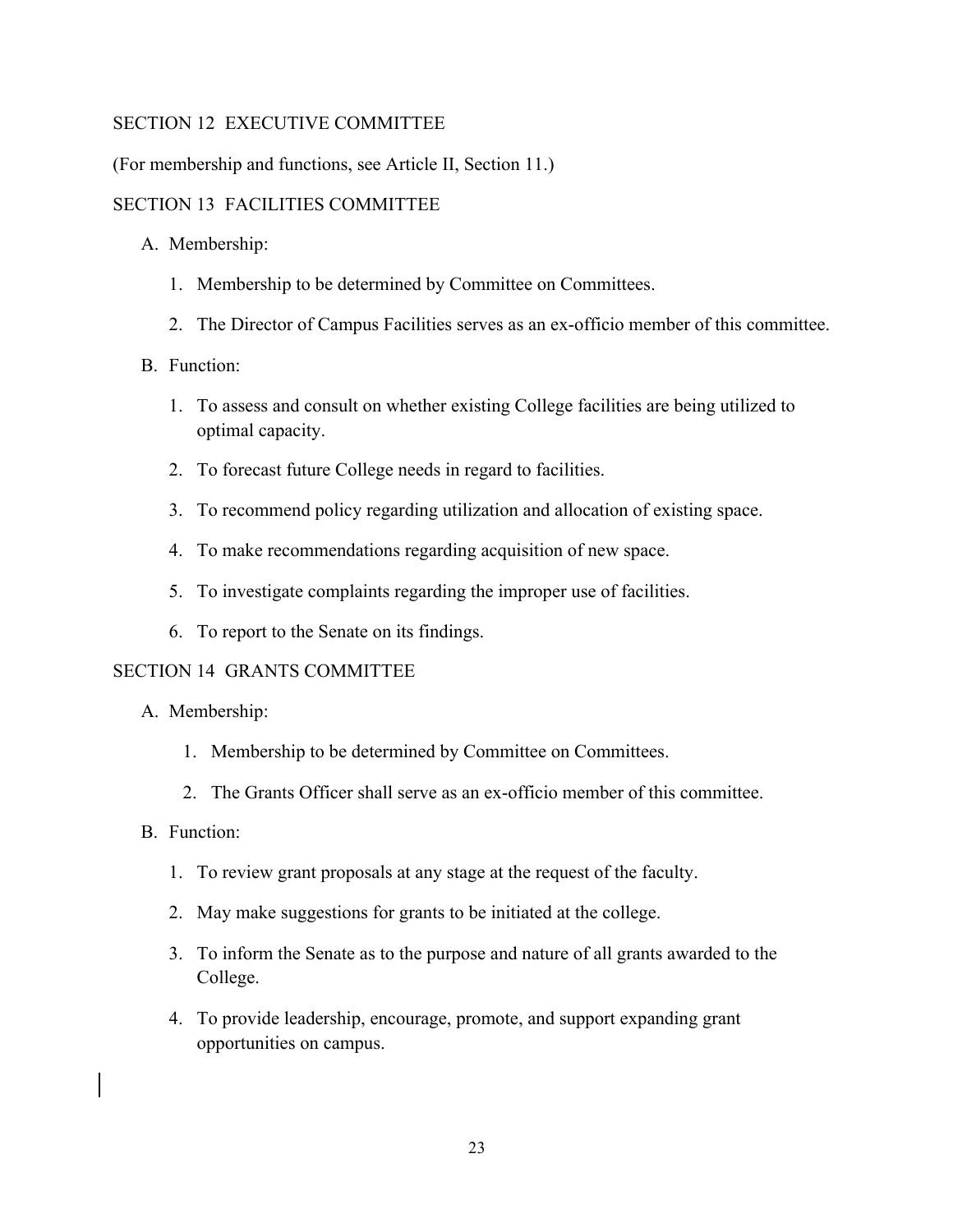## SECTION 12 EXECUTIVE COMMITTEE

(For membership and functions, see Article II, Section 11.)

## SECTION 13 FACILITIES COMMITTEE

A. Membership:

1. Membership to be determined by Committee on Committees.
2. The Director of Campus Facilities serves as an ex-officio member of this committee.

B. Function:

1. To assess and consult on whether existing College facilities are being utilized to optimal capacity.
2. To forecast future College needs in regard to facilities.
3. To recommend policy regarding utilization and allocation of existing space.
4. To make recommendations regarding acquisition of new space.
5. To investigate complaints regarding the improper use of facilities.
6. To report to the Senate on its findings.

## SECTION 14 GRANTS COMMITTEE

A. Membership:

1. Membership to be determined by Committee on Committees.
2. The Grants Officer shall serve as an ex-officio member of this committee.

B. Function:

1. To review grant proposals at any stage at the request of the faculty.
2. May make suggestions for grants to be initiated at the college.
3. To inform the Senate as to the purpose and nature of all grants awarded to the College.
4. To provide leadership, encourage, promote, and support expanding grant opportunities on campus.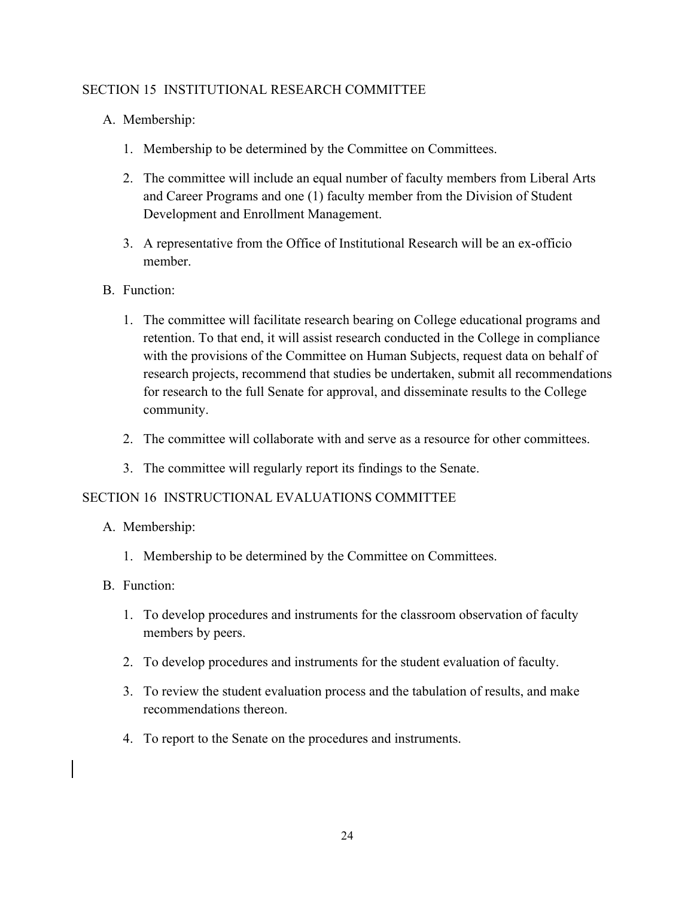## SECTION 15 INSTITUTIONAL RESEARCH COMMITTEE

A. Membership:

1. Membership to be determined by the Committee on Committees.

2. The committee will include an equal number of faculty members from Liberal Arts and Career Programs and one (1) faculty member from the Division of Student Development and Enrollment Management.

3. A representative from the Office of Institutional Research will be an ex-officio member.

B. Function:

1. The committee will facilitate research bearing on College educational programs and retention. To that end, it will assist research conducted in the College in compliance with the provisions of the Committee on Human Subjects, request data on behalf of research projects, recommend that studies be undertaken, submit all recommendations for research to the full Senate for approval, and disseminate results to the College community.

2. The committee will collaborate with and serve as a resource for other committees.

3. The committee will regularly report its findings to the Senate.

## SECTION 16 INSTRUCTIONAL EVALUATIONS COMMITTEE

A. Membership:

1. Membership to be determined by the Committee on Committees.

B. Function:

1. To develop procedures and instruments for the classroom observation of faculty members by peers.

2. To develop procedures and instruments for the student evaluation of faculty.

3. To review the student evaluation process and the tabulation of results, and make recommendations thereon.

4. To report to the Senate on the procedures and instruments.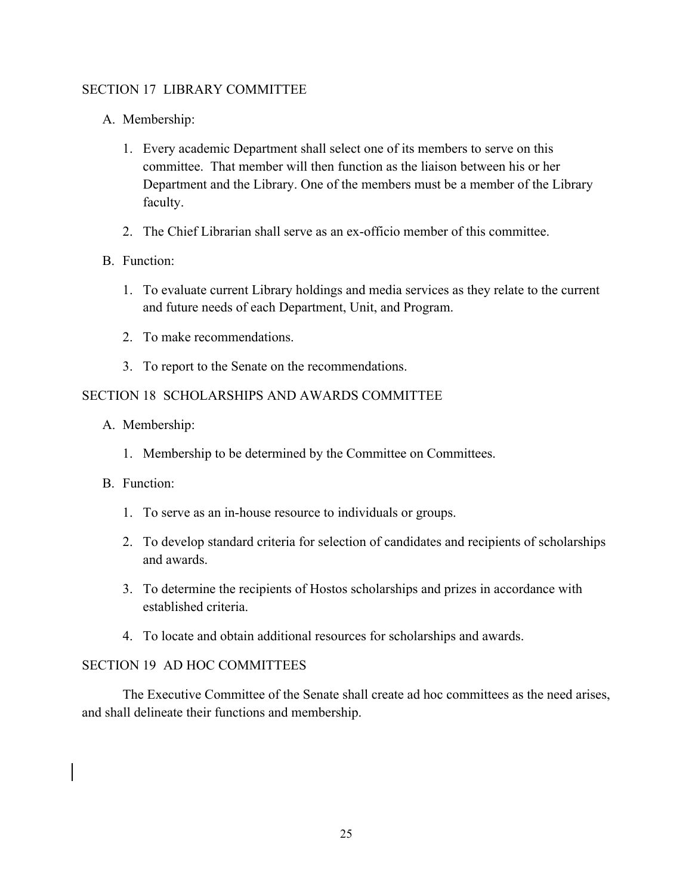## SECTION 17 LIBRARY COMMITTEE

A. Membership:

1. Every academic Department shall select one of its members to serve on this committee. That member will then function as the liaison between his or her Department and the Library. One of the members must be a member of the Library faculty.

2. The Chief Librarian shall serve as an ex-officio member of this committee.

B. Function:

1. To evaluate current Library holdings and media services as they relate to the current and future needs of each Department, Unit, and Program.

2. To make recommendations.

3. To report to the Senate on the recommendations.

## SECTION 18 SCHOLARSHIPS AND AWARDS COMMITTEE

A. Membership:

1. Membership to be determined by the Committee on Committees.

B. Function:

1. To serve as an in-house resource to individuals or groups.

2. To develop standard criteria for selection of candidates and recipients of scholarships and awards.

3. To determine the recipients of Hostos scholarships and prizes in accordance with established criteria.

4. To locate and obtain additional resources for scholarships and awards.

## SECTION 19 AD HOC COMMITTEES

The Executive Committee of the Senate shall create ad hoc committees as the need arises, and shall delineate their functions and membership.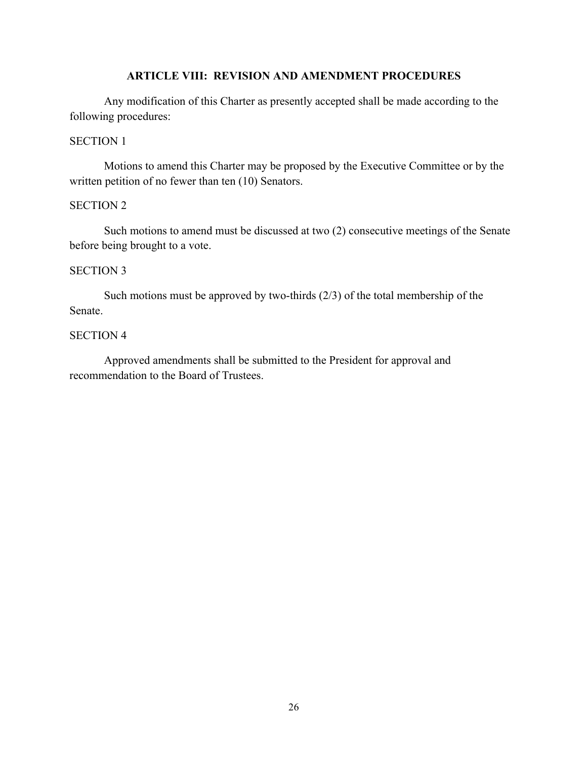## ARTICLE VIII: REVISION AND AMENDMENT PROCEDURES

Any modification of this Charter as presently accepted shall be made according to the following procedures:

SECTION 1

Motions to amend this Charter may be proposed by the Executive Committee or by the written petition of no fewer than ten (10) Senators.

SECTION 2

Such motions to amend must be discussed at two (2) consecutive meetings of the Senate before being brought to a vote.

SECTION 3

Such motions must be approved by two-thirds (2/3) of the total membership of the Senate.

SECTION 4

Approved amendments shall be submitted to the President for approval and recommendation to the Board of Trustees.